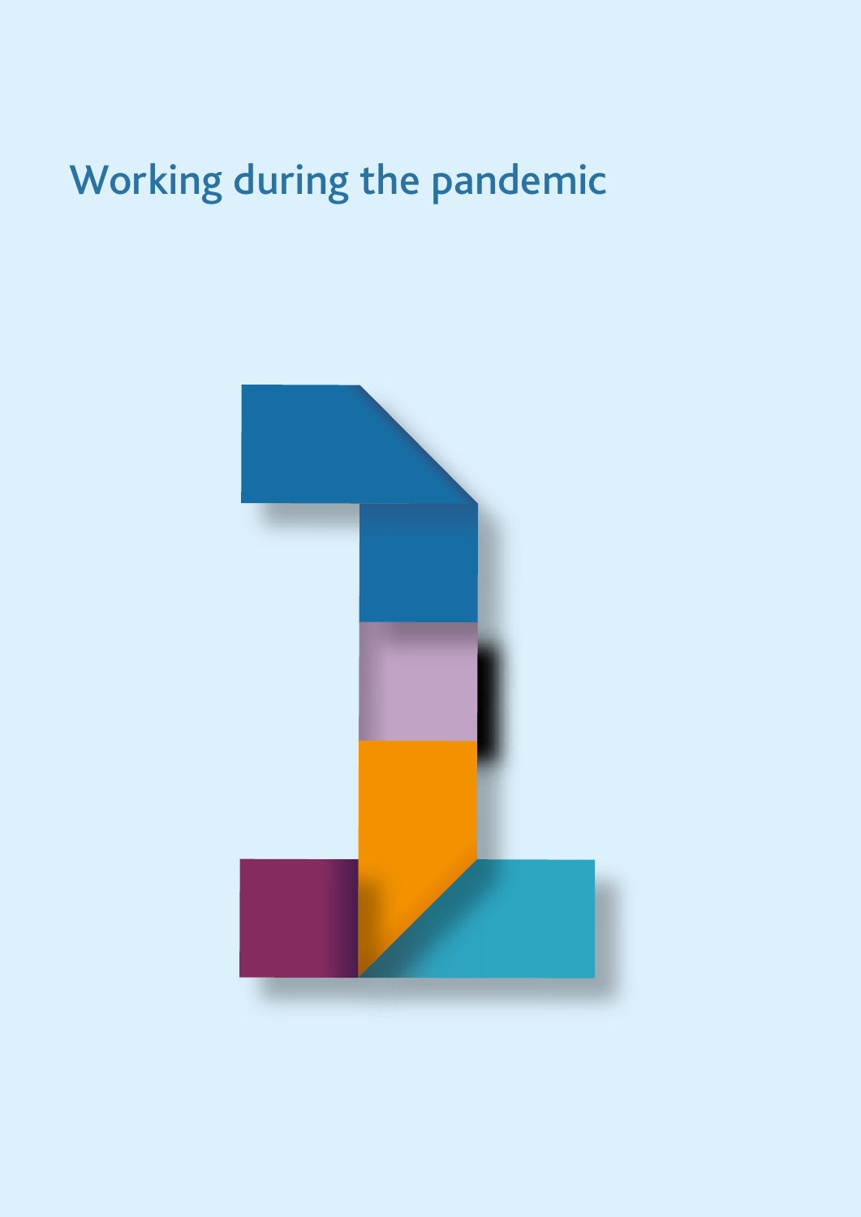# Working during the pandemic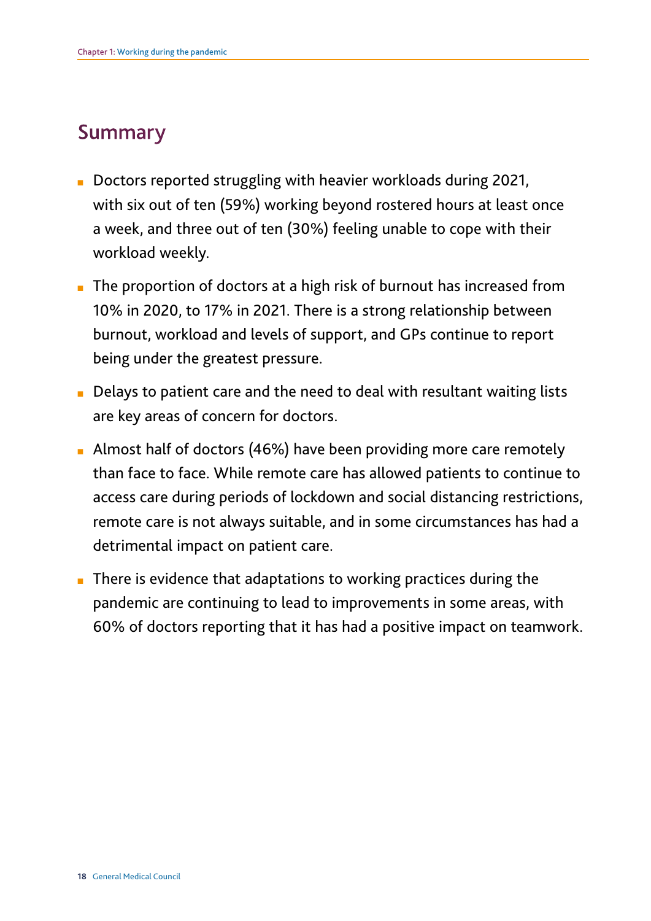## Summary

- Doctors reported struggling with heavier workloads during 2021, with six out of ten (59%) working beyond rostered hours at least once a week, and three out of ten (30%) feeling unable to cope with their workload weekly.
- The proportion of doctors at a high risk of burnout has increased from 10% in 2020, to 17% in 2021. There is a strong relationship between burnout, workload and levels of support, and GPs continue to report being under the greatest pressure.
- Delays to patient care and the need to deal with resultant waiting lists are key areas of concern for doctors.
- Almost half of doctors (46%) have been providing more care remotely than face to face. While remote care has allowed patients to continue to access care during periods of lockdown and social distancing restrictions, remote care is not always suitable, and in some circumstances has had a detrimental impact on patient care.
- There is evidence that adaptations to working practices during the pandemic are continuing to lead to improvements in some areas, with 60% of doctors reporting that it has had a positive impact on teamwork.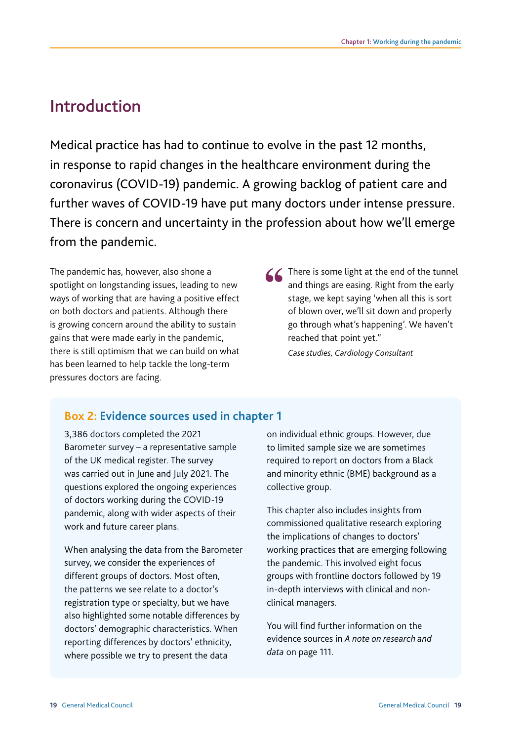# Introduction

Medical practice has had to continue to evolve in the past 12 months, in response to rapid changes in the healthcare environment during the coronavirus (COVID-19) pandemic. A growing backlog of patient care and further waves of COVID-19 have put many doctors under intense pressure. There is concern and uncertainty in the profession about how we'll emerge from the pandemic.

The pandemic has, however, also shone a spotlight on longstanding issues, leading to new ways of working that are having a positive effect on both doctors and patients. Although there is growing concern around the ability to sustain gains that were made early in the pandemic, there is still optimism that we can build on what has been learned to help tackle the long-term pressures doctors are facing.

> "There is some light at the end of the tunnel and things are easing. Right from the early stage, we kept saying 'when all this is sort of blown over, we'll sit down and properly go through what's happening'. We haven't reached that point yet."
>
> *Case studies, Cardiology Consultant*

## Box 2: Evidence sources used in chapter 1

3,386 doctors completed the 2021 Barometer survey – a representative sample of the UK medical register. The survey was carried out in June and July 2021. The questions explored the ongoing experiences of doctors working during the COVID-19 pandemic, along with wider aspects of their work and future career plans.

When analysing the data from the Barometer survey, we consider the experiences of different groups of doctors. Most often, the patterns we see relate to a doctor's registration type or specialty, but we have also highlighted some notable differences by doctors' demographic characteristics. When reporting differences by doctors' ethnicity, where possible we try to present the data on individual ethnic groups. However, due to limited sample size we are sometimes required to report on doctors from a Black and minority ethnic (BME) background as a collective group.

This chapter also includes insights from commissioned qualitative research exploring the implications of changes to doctors' working practices that are emerging following the pandemic. This involved eight focus groups with frontline doctors followed by 19 in-depth interviews with clinical and non-clinical managers.

You will find further information on the evidence sources in *A note on research and data* on page 111.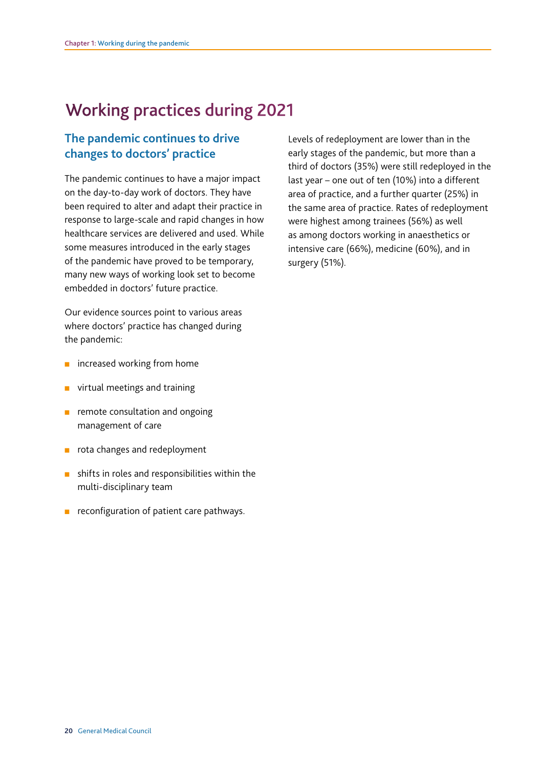# Working practices during 2021

## The pandemic continues to drive changes to doctors' practice

The pandemic continues to have a major impact on the day-to-day work of doctors. They have been required to alter and adapt their practice in response to large-scale and rapid changes in how healthcare services are delivered and used. While some measures introduced in the early stages of the pandemic have proved to be temporary, many new ways of working look set to become embedded in doctors' future practice.

Our evidence sources point to various areas where doctors' practice has changed during the pandemic:

- increased working from home
- virtual meetings and training
- remote consultation and ongoing management of care
- rota changes and redeployment
- shifts in roles and responsibilities within the multi-disciplinary team
- reconfiguration of patient care pathways.

Levels of redeployment are lower than in the early stages of the pandemic, but more than a third of doctors (35%) were still redeployed in the last year – one out of ten (10%) into a different area of practice, and a further quarter (25%) in the same area of practice. Rates of redeployment were highest among trainees (56%) as well as among doctors working in anaesthetics or intensive care (66%), medicine (60%), and in surgery (51%).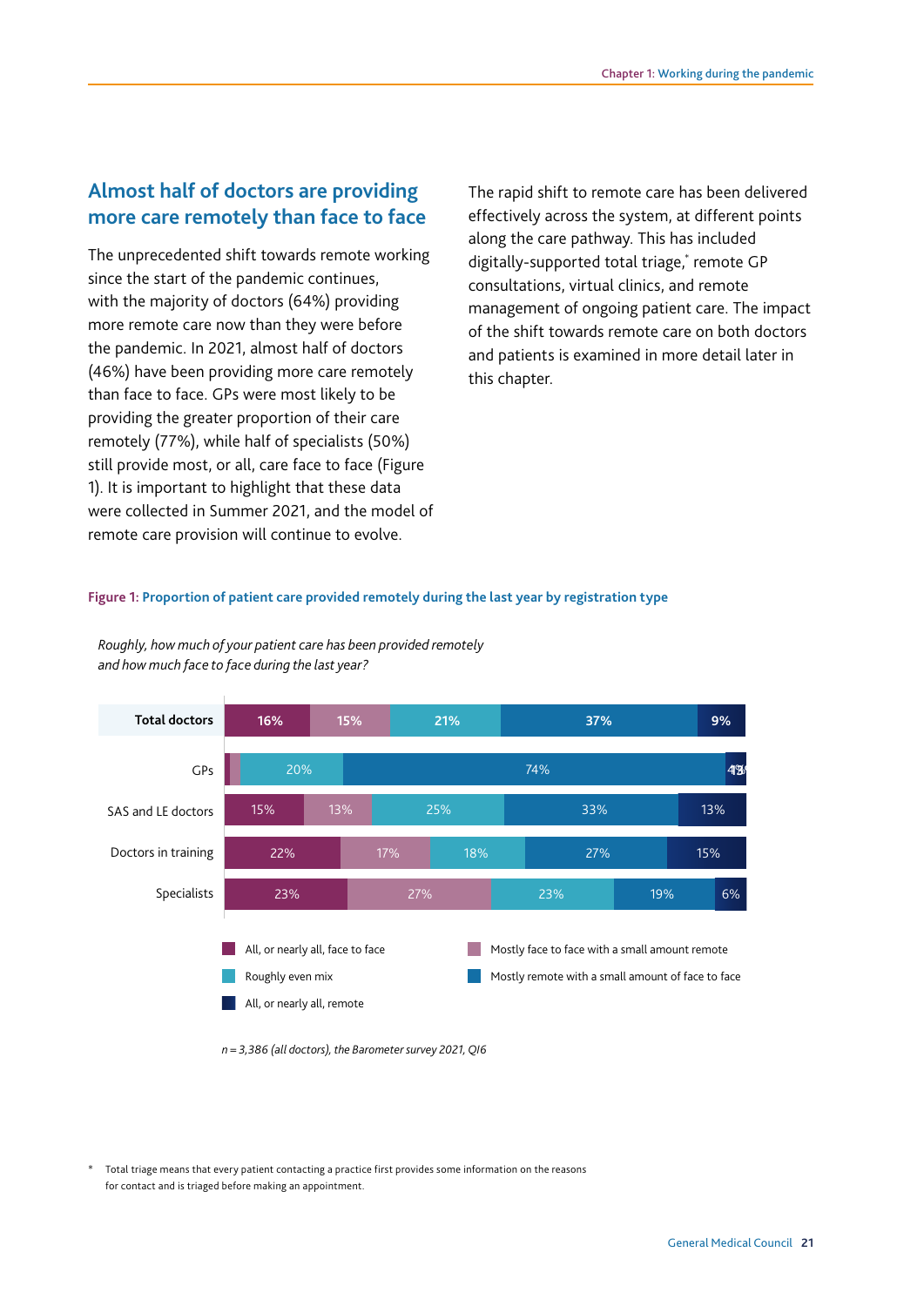## Almost half of doctors are providing more care remotely than face to face

The unprecedented shift towards remote working since the start of the pandemic continues, with the majority of doctors (64%) providing more remote care now than they were before the pandemic. In 2021, almost half of doctors (46%) have been providing more care remotely than face to face. GPs were most likely to be providing the greater proportion of their care remotely (77%), while half of specialists (50%) still provide most, or all, care face to face (Figure 1). It is important to highlight that these data were collected in Summer 2021, and the model of remote care provision will continue to evolve.

The rapid shift to remote care has been delivered effectively across the system, at different points along the care pathway. This has included digitally-supported total triage,* remote GP consultations, virtual clinics, and remote management of ongoing patient care. The impact of the shift towards remote care on both doctors and patients is examined in more detail later in this chapter.

**Figure 1: Proportion of patient care provided remotely during the last year by registration type**

*Roughly, how much of your patient care has been provided remotely and how much face to face during the last year?*

**Total doctors** 16% 15% 21% 37% 9%

GPs 20% 74% 4% 1%

SAS and LE doctors 15% 13% 25% 33% 13%

Doctors in training 22% 17% 18% 27% 15%

Specialists 23% 27% 23% 19% 6%

All, or nearly all, face to face

Mostly face to face with a small amount remote

Roughly even mix

Mostly remote with a small amount of face to face

All, or nearly all, remote

*n = 3,386 (all doctors), the Barometer survey 2021, Q16*

\* Total triage means that every patient contacting a practice first provides some information on the reasons for contact and is triaged before making an appointment.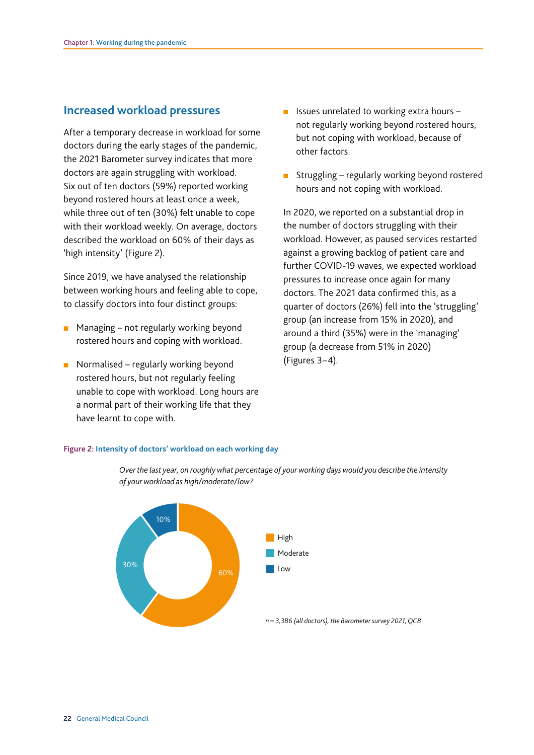## Increased workload pressures

After a temporary decrease in workload for some doctors during the early stages of the pandemic, the 2021 Barometer survey indicates that more doctors are again struggling with workload. Six out of ten doctors (59%) reported working beyond rostered hours at least once a week, while three out of ten (30%) felt unable to cope with their workload weekly. On average, doctors described the workload on 60% of their days as 'high intensity' (Figure 2).

Since 2019, we have analysed the relationship between working hours and feeling able to cope, to classify doctors into four distinct groups:

- Managing – not regularly working beyond rostered hours and coping with workload.
- Normalised – regularly working beyond rostered hours, but not regularly feeling unable to cope with workload. Long hours are a normal part of their working life that they have learnt to cope with.
- Issues unrelated to working extra hours – not regularly working beyond rostered hours, but not coping with workload, because of other factors.
- Struggling – regularly working beyond rostered hours and not coping with workload.

In 2020, we reported on a substantial drop in the number of doctors struggling with their workload. However, as paused services restarted against a growing backlog of patient care and further COVID-19 waves, we expected workload pressures to increase once again for many doctors. The 2021 data confirmed this, as a quarter of doctors (26%) fell into the 'struggling' group (an increase from 15% in 2020), and around a third (35%) were in the 'managing' group (a decrease from 51% in 2020) (Figures 3–4).

**Figure 2:** Intensity of doctors' workload on each working day

*Over the last year, on roughly what percentage of your working days would you describe the intensity of your workload as high/moderate/low?*

10%

30%

60%

High

Moderate

Low

*n = 3,386 (all doctors), the Barometer survey 2021, QC8*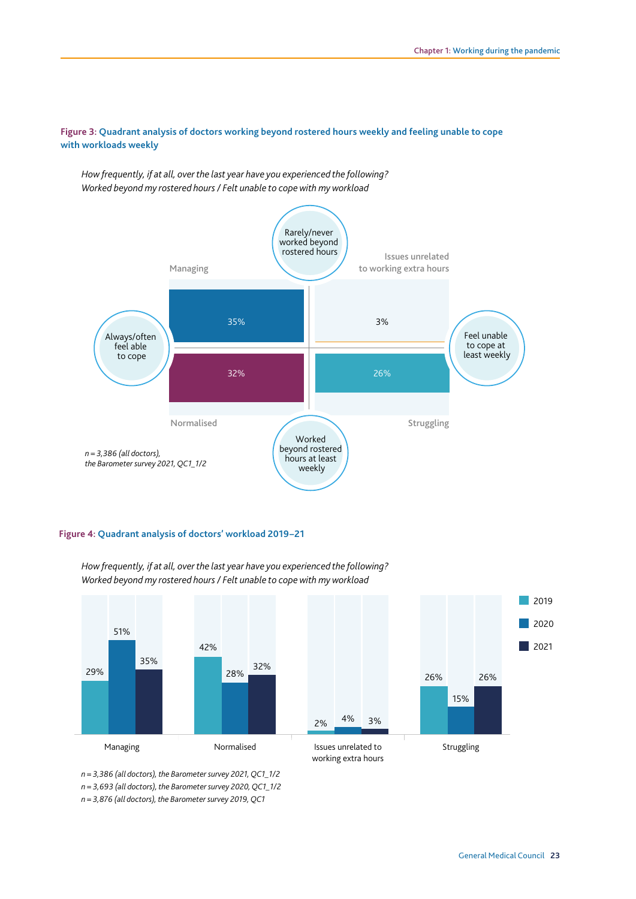**Figure 3: Quadrant analysis of doctors working beyond rostered hours weekly and feeling unable to cope with workloads weekly**

*How frequently, if at all, over the last year have you experienced the following?*
*Worked beyond my rostered hours / Felt unable to cope with my workload*

Rarely/never worked beyond rostered hours

Managing

Issues unrelated to working extra hours

Always/often feel able to cope

35%

3%

Feel unable to cope at least weekly

32%

26%

Normalised

Struggling

Worked beyond rostered hours at least weekly

*n = 3,386 (all doctors), the Barometer survey 2021, QC1_1/2*

**Figure 4: Quadrant analysis of doctors' workload 2019–21**

*How frequently, if at all, over the last year have you experienced the following?*
*Worked beyond my rostered hours / Felt unable to cope with my workload*

2019
2020
2021

Managing: 29% 51% 35%

Normalised: 42% 28% 32%

Issues unrelated to working extra hours: 2% 4% 3%

Struggling: 26% 15% 26%

*n = 3,386 (all doctors), the Barometer survey 2021, QC1_1/2*
*n = 3,693 (all doctors), the Barometer survey 2020, QC1_1/2*
*n = 3,876 (all doctors), the Barometer survey 2019, QC1*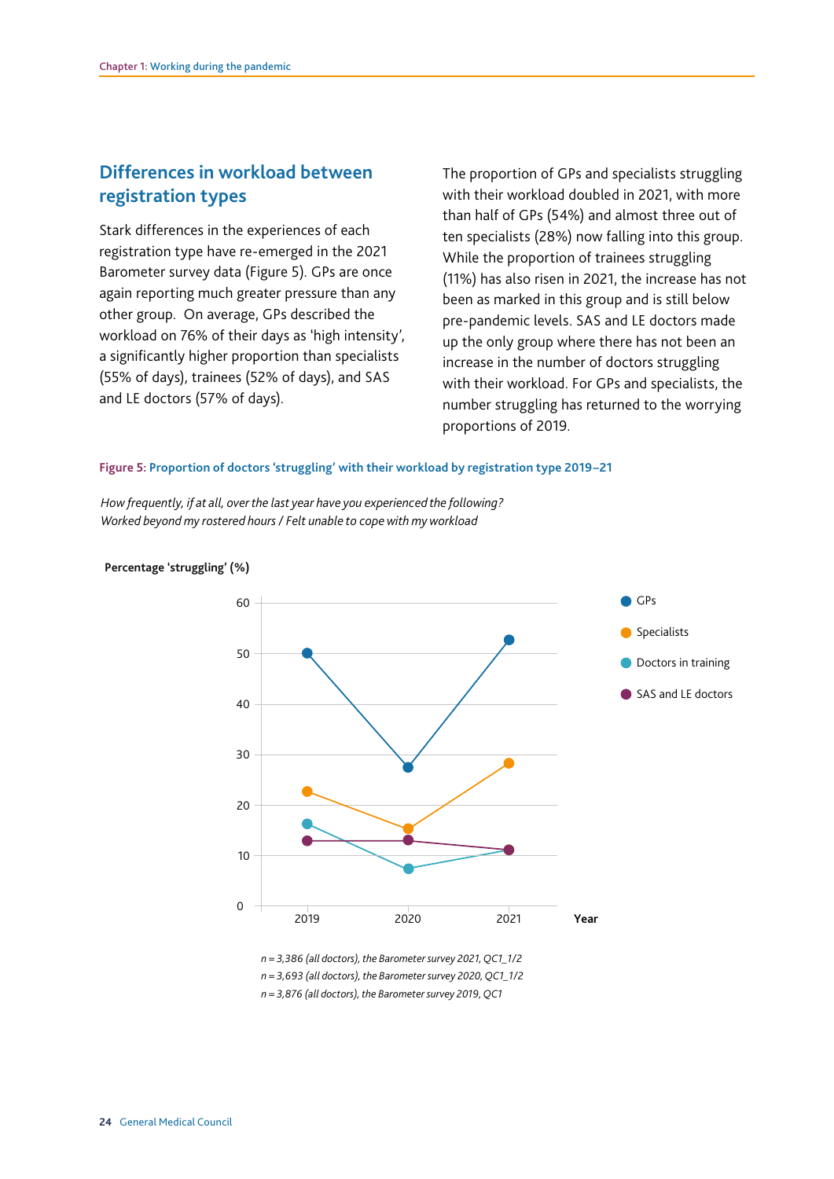## Differences in workload between registration types

Stark differences in the experiences of each registration type have re-emerged in the 2021 Barometer survey data (Figure 5). GPs are once again reporting much greater pressure than any other group. On average, GPs described the workload on 76% of their days as 'high intensity', a significantly higher proportion than specialists (55% of days), trainees (52% of days), and SAS and LE doctors (57% of days).

The proportion of GPs and specialists struggling with their workload doubled in 2021, with more than half of GPs (54%) and almost three out of ten specialists (28%) now falling into this group. While the proportion of trainees struggling (11%) has also risen in 2021, the increase has not been as marked in this group and is still below pre-pandemic levels. SAS and LE doctors made up the only group where there has not been an increase in the number of doctors struggling with their workload. For GPs and specialists, the number struggling has returned to the worrying proportions of 2019.

**Figure 5: Proportion of doctors 'struggling' with their workload by registration type 2019–21**

*How frequently, if at all, over the last year have you experienced the following? Worked beyond my rostered hours / Felt unable to cope with my workload*

Percentage 'struggling' (%)

60
50
40
30
20
10
0

2019
2020
2021

Year

GPs
Specialists
Doctors in training
SAS and LE doctors

*n = 3,386 (all doctors), the Barometer survey 2021, QC1_1/2*
*n = 3,693 (all doctors), the Barometer survey 2020, QC1_1/2*
*n = 3,876 (all doctors), the Barometer survey 2019, QC1*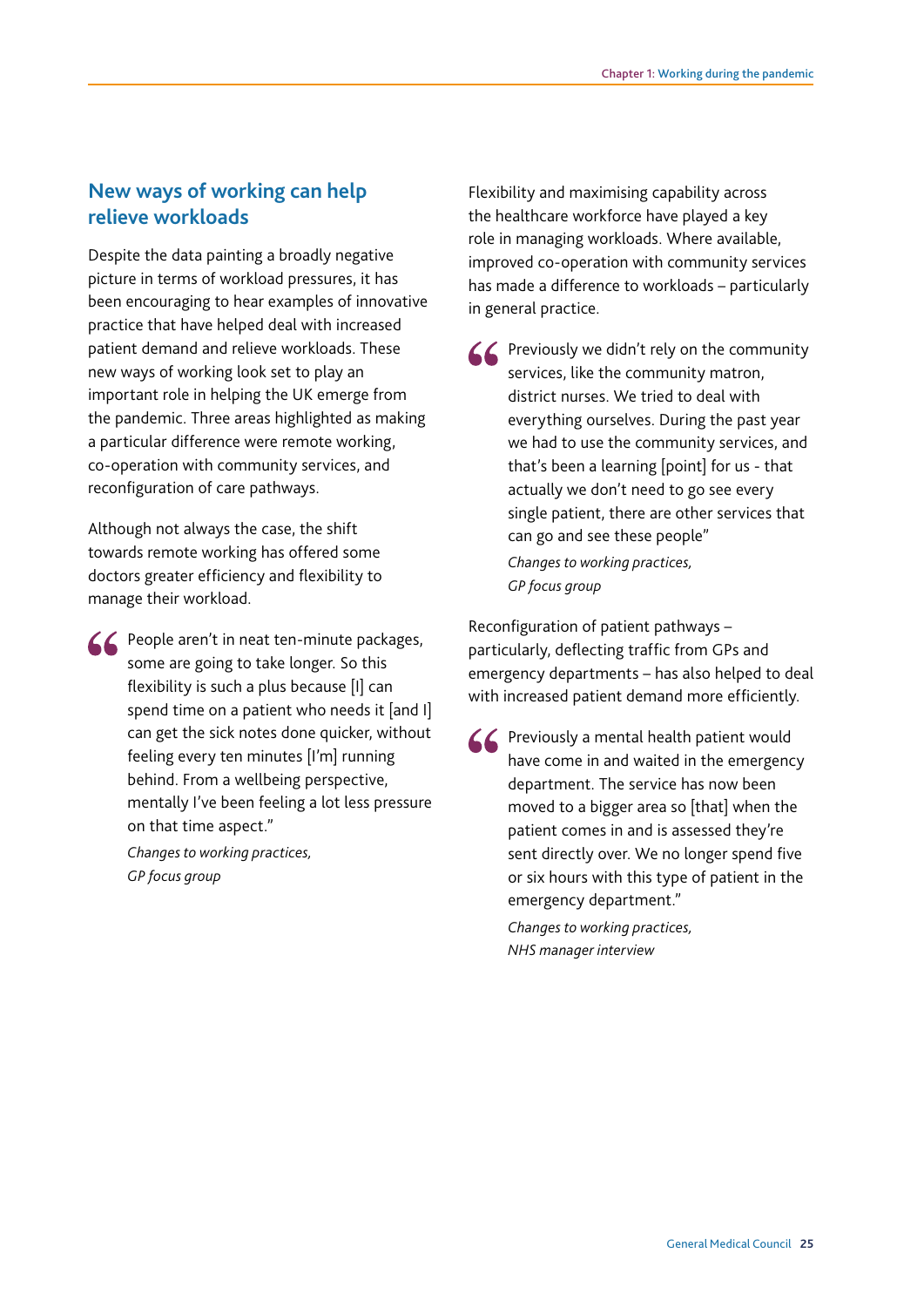## New ways of working can help relieve workloads

Despite the data painting a broadly negative picture in terms of workload pressures, it has been encouraging to hear examples of innovative practice that have helped deal with increased patient demand and relieve workloads. These new ways of working look set to play an important role in helping the UK emerge from the pandemic. Three areas highlighted as making a particular difference were remote working, co-operation with community services, and reconfiguration of care pathways.

Although not always the case, the shift towards remote working has offered some doctors greater efficiency and flexibility to manage their workload.

> People aren't in neat ten-minute packages, some are going to take longer. So this flexibility is such a plus because [I] can spend time on a patient who needs it [and I] can get the sick notes done quicker, without feeling every ten minutes [I'm] running behind. From a wellbeing perspective, mentally I've been feeling a lot less pressure on that time aspect."
>
> *Changes to working practices, GP focus group*

Flexibility and maximising capability across the healthcare workforce have played a key role in managing workloads. Where available, improved co-operation with community services has made a difference to workloads – particularly in general practice.

> Previously we didn't rely on the community services, like the community matron, district nurses. We tried to deal with everything ourselves. During the past year we had to use the community services, and that's been a learning [point] for us - that actually we don't need to go see every single patient, there are other services that can go and see these people"
>
> *Changes to working practices, GP focus group*

Reconfiguration of patient pathways – particularly, deflecting traffic from GPs and emergency departments – has also helped to deal with increased patient demand more efficiently.

> Previously a mental health patient would have come in and waited in the emergency department. The service has now been moved to a bigger area so [that] when the patient comes in and is assessed they're sent directly over. We no longer spend five or six hours with this type of patient in the emergency department."
>
> *Changes to working practices, NHS manager interview*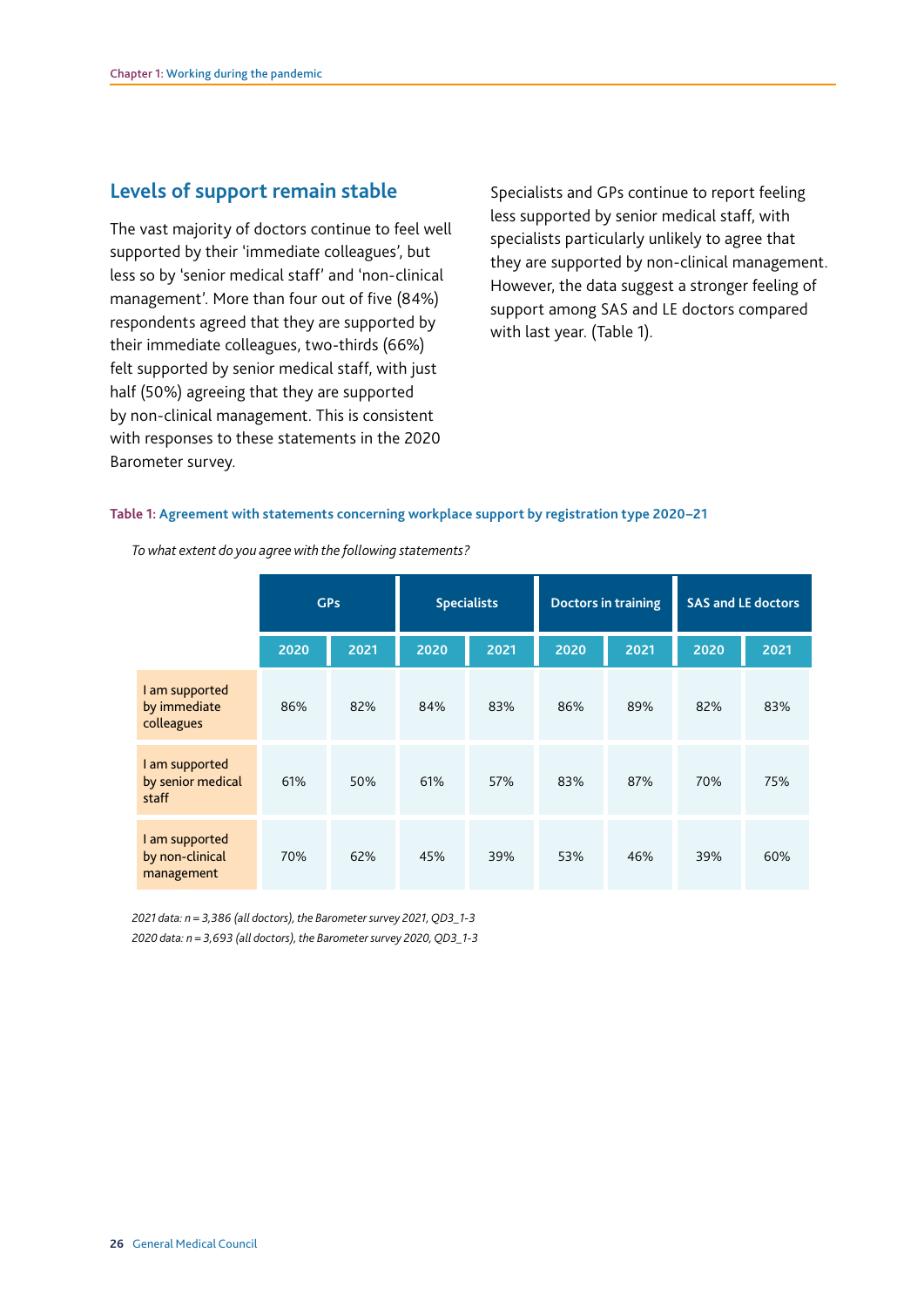## Levels of support remain stable

The vast majority of doctors continue to feel well supported by their 'immediate colleagues', but less so by 'senior medical staff' and 'non-clinical management'. More than four out of five (84%) respondents agreed that they are supported by their immediate colleagues, two-thirds (66%) felt supported by senior medical staff, with just half (50%) agreeing that they are supported by non-clinical management. This is consistent with responses to these statements in the 2020 Barometer survey.

Specialists and GPs continue to report feeling less supported by senior medical staff, with specialists particularly unlikely to agree that they are supported by non-clinical management. However, the data suggest a stronger feeling of support among SAS and LE doctors compared with last year. (Table 1).

**Table 1: Agreement with statements concerning workplace support by registration type 2020–21**

*To what extent do you agree with the following statements?*

| | GPs | | Specialists | | Doctors in training | | SAS and LE doctors | |
|---|---|---|---|---|---|---|---|---|
| | 2020 | 2021 | 2020 | 2021 | 2020 | 2021 | 2020 | 2021 |
| I am supported by immediate colleagues | 86% | 82% | 84% | 83% | 86% | 89% | 82% | 83% |
| I am supported by senior medical staff | 61% | 50% | 61% | 57% | 83% | 87% | 70% | 75% |
| I am supported by non-clinical management | 70% | 62% | 45% | 39% | 53% | 46% | 39% | 60% |

*2021 data: n = 3,386 (all doctors), the Barometer survey 2021, QD3_1-3*

*2020 data: n = 3,693 (all doctors), the Barometer survey 2020, QD3_1-3*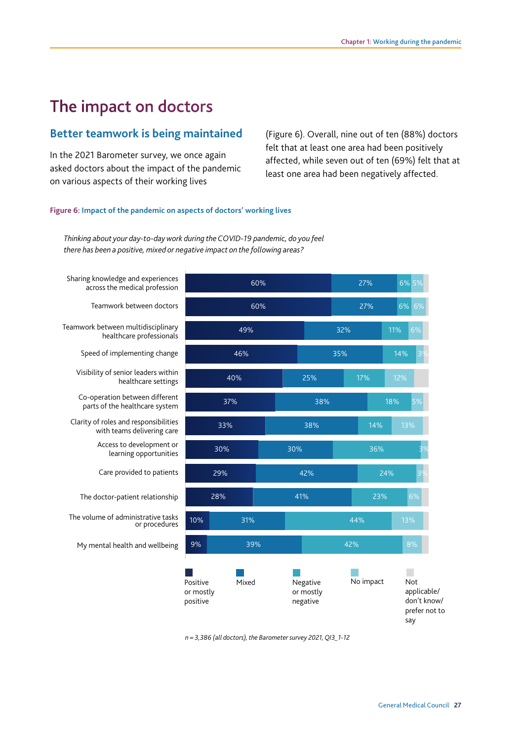# The impact on doctors

## Better teamwork is being maintained

In the 2021 Barometer survey, we once again asked doctors about the impact of the pandemic on various aspects of their working lives (Figure 6). Overall, nine out of ten (88%) doctors felt that at least one area had been positively affected, while seven out of ten (69%) felt that at least one area had been negatively affected.

**Figure 6: Impact of the pandemic on aspects of doctors' working lives**

*Thinking about your day-to-day work during the COVID-19 pandemic, do you feel there has been a positive, mixed or negative impact on the following areas?*

Sharing knowledge and experiences across the medical profession: 60% 27% 6% 5%

Teamwork between doctors: 60% 27% 6% 6%

Teamwork between multidisciplinary healthcare professionals: 49% 32% 11% 6%

Speed of implementing change: 46% 35% 14% 3%

Visibility of senior leaders within healthcare settings: 40% 25% 17% 12%

Co-operation between different parts of the healthcare system: 37% 38% 18% 5%

Clarity of roles and responsibilities with teams delivering care: 33% 38% 14% 13%

Access to development or learning opportunities: 30% 30% 36% 3%

Care provided to patients: 29% 42% 24% 3%

The doctor-patient relationship: 28% 41% 23% 6%

The volume of administrative tasks or procedures: 10% 31% 44% 13%

My mental health and wellbeing: 9% 39% 42% 8%

Positive or mostly positive

Mixed

Negative or mostly negative

No impact

Not applicable/ don't know/ prefer not to say

*n = 3,386 (all doctors), the Barometer survey 2021, QI3_1-12*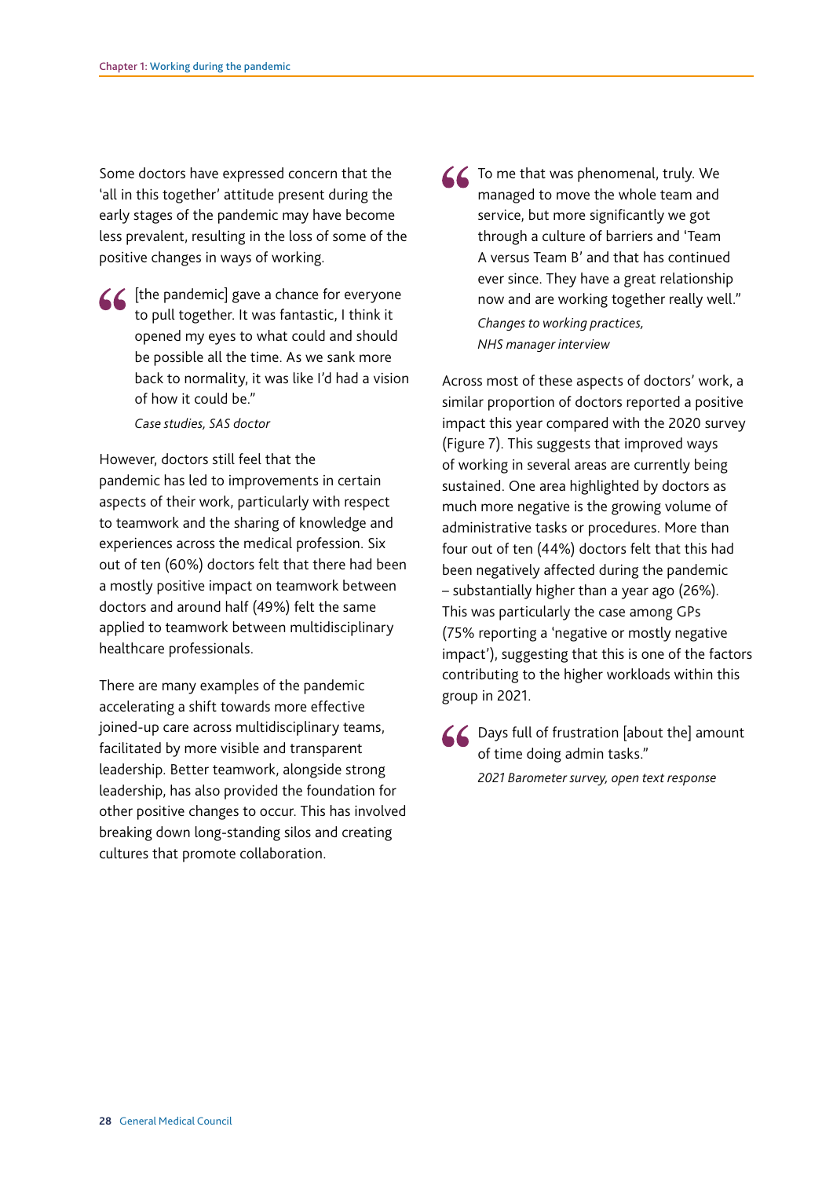Some doctors have expressed concern that the 'all in this together' attitude present during the early stages of the pandemic may have become less prevalent, resulting in the loss of some of the positive changes in ways of working.

> [the pandemic] gave a chance for everyone to pull together. It was fantastic, I think it opened my eyes to what could and should be possible all the time. As we sank more back to normality, it was like I'd had a vision of how it could be."
>
> *Case studies, SAS doctor*

However, doctors still feel that the pandemic has led to improvements in certain aspects of their work, particularly with respect to teamwork and the sharing of knowledge and experiences across the medical profession. Six out of ten (60%) doctors felt that there had been a mostly positive impact on teamwork between doctors and around half (49%) felt the same applied to teamwork between multidisciplinary healthcare professionals.

There are many examples of the pandemic accelerating a shift towards more effective joined-up care across multidisciplinary teams, facilitated by more visible and transparent leadership. Better teamwork, alongside strong leadership, has also provided the foundation for other positive changes to occur. This has involved breaking down long-standing silos and creating cultures that promote collaboration.

> To me that was phenomenal, truly. We managed to move the whole team and service, but more significantly we got through a culture of barriers and 'Team A versus Team B' and that has continued ever since. They have a great relationship now and are working together really well."
>
> *Changes to working practices, NHS manager interview*

Across most of these aspects of doctors' work, a similar proportion of doctors reported a positive impact this year compared with the 2020 survey (Figure 7). This suggests that improved ways of working in several areas are currently being sustained. One area highlighted by doctors as much more negative is the growing volume of administrative tasks or procedures. More than four out of ten (44%) doctors felt that this had been negatively affected during the pandemic – substantially higher than a year ago (26%). This was particularly the case among GPs (75% reporting a 'negative or mostly negative impact'), suggesting that this is one of the factors contributing to the higher workloads within this group in 2021.

> Days full of frustration [about the] amount of time doing admin tasks."
>
> *2021 Barometer survey, open text response*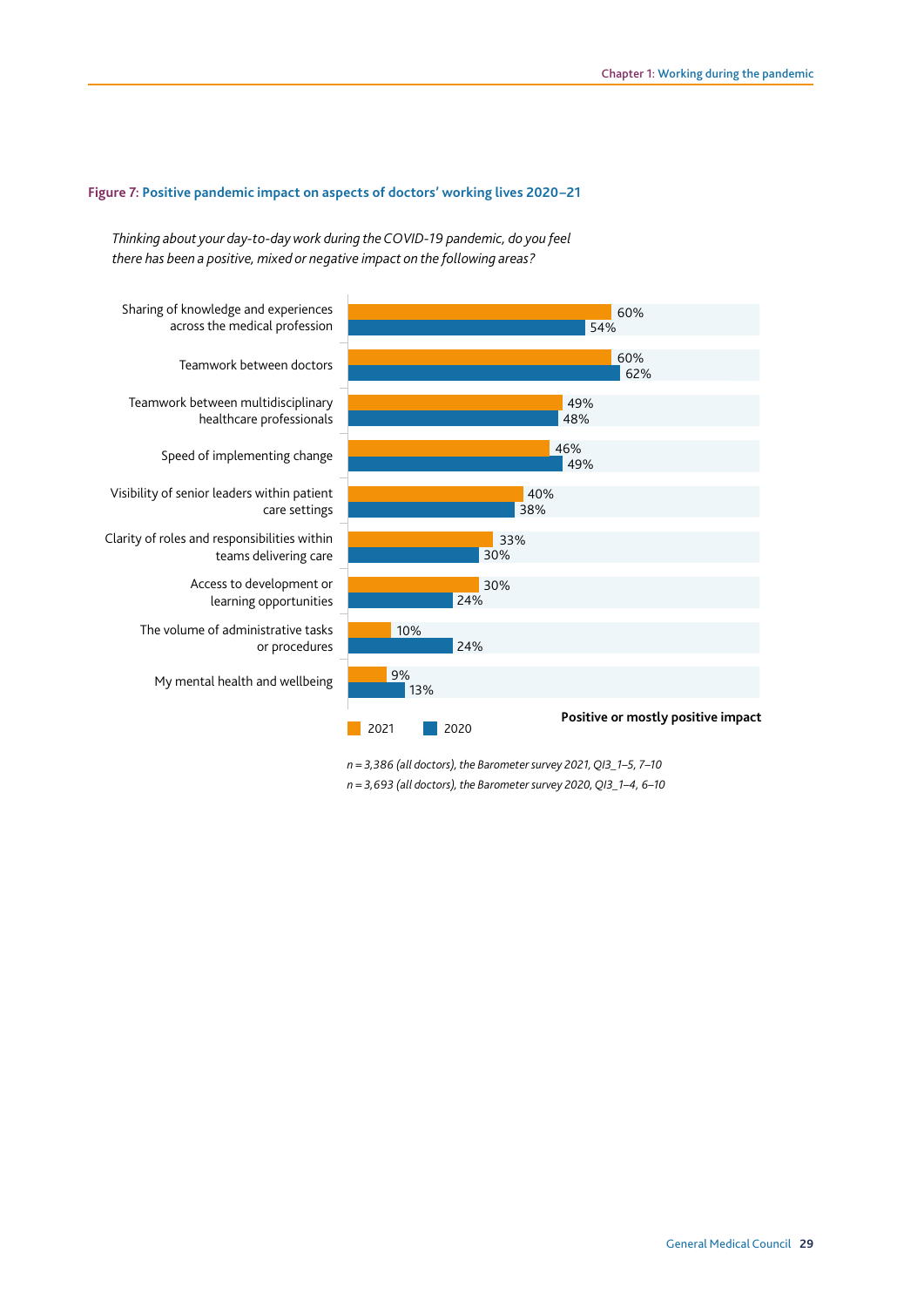**Figure 7: Positive pandemic impact on aspects of doctors' working lives 2020–21**

*Thinking about your day-to-day work during the COVID-19 pandemic, do you feel there has been a positive, mixed or negative impact on the following areas?*

Sharing of knowledge and experiences across the medical profession
60%
54%

Teamwork between doctors
60%
62%

Teamwork between multidisciplinary healthcare professionals
49%
48%

Speed of implementing change
46%
49%

Visibility of senior leaders within patient care settings
40%
38%

Clarity of roles and responsibilities within teams delivering care
33%
30%

Access to development or learning opportunities
30%
24%

The volume of administrative tasks or procedures
10%
24%

My mental health and wellbeing
9%
13%

2021
2020

**Positive or mostly positive impact**

*n = 3,386 (all doctors), the Barometer survey 2021, QI3_1–5, 7–10*

*n = 3,693 (all doctors), the Barometer survey 2020, QI3_1–4, 6–10*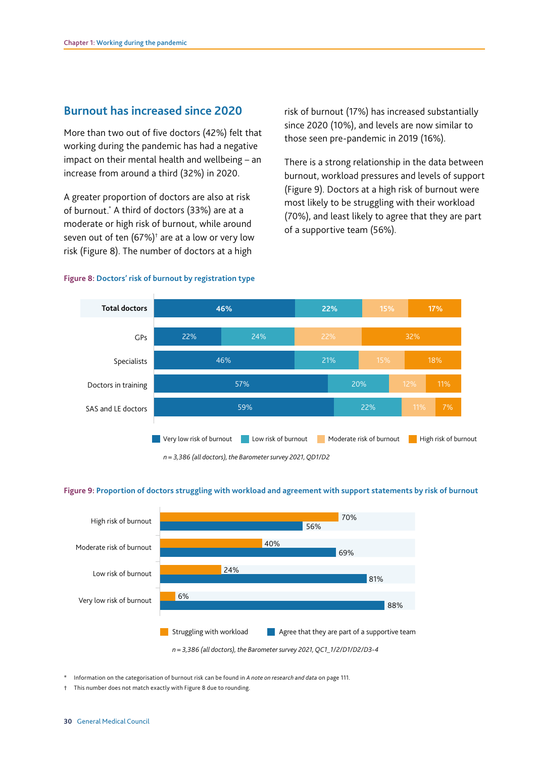## Burnout has increased since 2020

More than two out of five doctors (42%) felt that working during the pandemic has had a negative impact on their mental health and wellbeing – an increase from around a third (32%) in 2020.

A greater proportion of doctors are also at risk of burnout.* A third of doctors (33%) are at a moderate or high risk of burnout, while around seven out of ten (67%)† are at a low or very low risk (Figure 8). The number of doctors at a high risk of burnout (17%) has increased substantially since 2020 (10%), and levels are now similar to those seen pre-pandemic in 2019 (16%).

There is a strong relationship in the data between burnout, workload pressures and levels of support (Figure 9). Doctors at a high risk of burnout were most likely to be struggling with their workload (70%), and least likely to agree that they are part of a supportive team (56%).

**Figure 8:** Doctors' risk of burnout by registration type

Total doctors
46%
22%
15%
17%

GPs
22%
24%
22%
32%

Specialists
46%
21%
15%
18%

Doctors in training
57%
20%
12%
11%

SAS and LE doctors
59%
22%
11%
7%

Very low risk of burnout
Low risk of burnout
Moderate risk of burnout
High risk of burnout

*n = 3,386 (all doctors), the Barometer survey 2021, QD1/D2*

**Figure 9:** Proportion of doctors struggling with workload and agreement with support statements by risk of burnout

High risk of burnout
70%
56%

Moderate risk of burnout
40%
69%

Low risk of burnout
24%
81%

Very low risk of burnout
6%
88%

Struggling with workload
Agree that they are part of a supportive team

*n = 3,386 (all doctors), the Barometer survey 2021, QC1_1/2/D1/D2/D3-4*

\* Information on the categorisation of burnout risk can be found in *A note on research and data* on page 111.

† This number does not match exactly with Figure 8 due to rounding.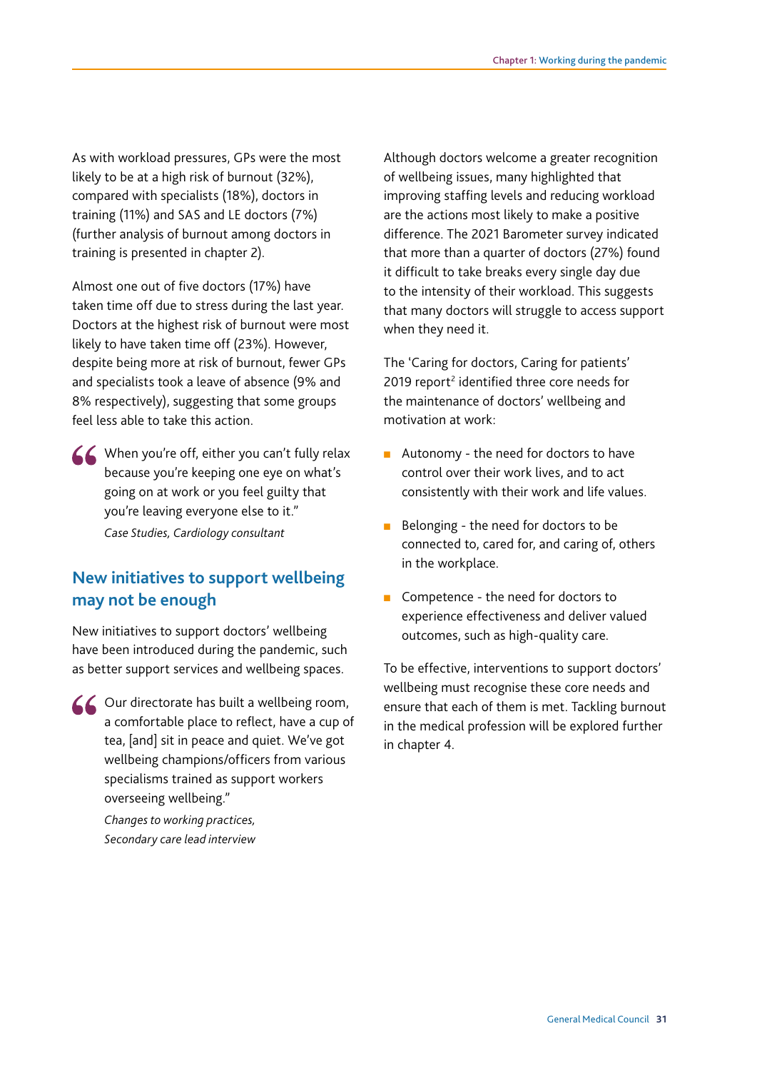As with workload pressures, GPs were the most likely to be at a high risk of burnout (32%), compared with specialists (18%), doctors in training (11%) and SAS and LE doctors (7%) (further analysis of burnout among doctors in training is presented in chapter 2).

Almost one out of five doctors (17%) have taken time off due to stress during the last year. Doctors at the highest risk of burnout were most likely to have taken time off (23%). However, despite being more at risk of burnout, fewer GPs and specialists took a leave of absence (9% and 8% respectively), suggesting that some groups feel less able to take this action.

> “When you’re off, either you can’t fully relax because you’re keeping one eye on what’s going on at work or you feel guilty that you’re leaving everyone else to it.”
>
> *Case Studies, Cardiology consultant*

## New initiatives to support wellbeing may not be enough

New initiatives to support doctors’ wellbeing have been introduced during the pandemic, such as better support services and wellbeing spaces.

> “Our directorate has built a wellbeing room, a comfortable place to reflect, have a cup of tea, [and] sit in peace and quiet. We’ve got wellbeing champions/officers from various specialisms trained as support workers overseeing wellbeing.”
>
> *Changes to working practices, Secondary care lead interview*

Although doctors welcome a greater recognition of wellbeing issues, many highlighted that improving staffing levels and reducing workload are the actions most likely to make a positive difference. The 2021 Barometer survey indicated that more than a quarter of doctors (27%) found it difficult to take breaks every single day due to the intensity of their workload. This suggests that many doctors will struggle to access support when they need it.

The ‘Caring for doctors, Caring for patients’ 2019 report[2] identified three core needs for the maintenance of doctors’ wellbeing and motivation at work:

- Autonomy - the need for doctors to have control over their work lives, and to act consistently with their work and life values.
- Belonging - the need for doctors to be connected to, cared for, and caring of, others in the workplace.
- Competence - the need for doctors to experience effectiveness and deliver valued outcomes, such as high-quality care.

To be effective, interventions to support doctors’ wellbeing must recognise these core needs and ensure that each of them is met. Tackling burnout in the medical profession will be explored further in chapter 4.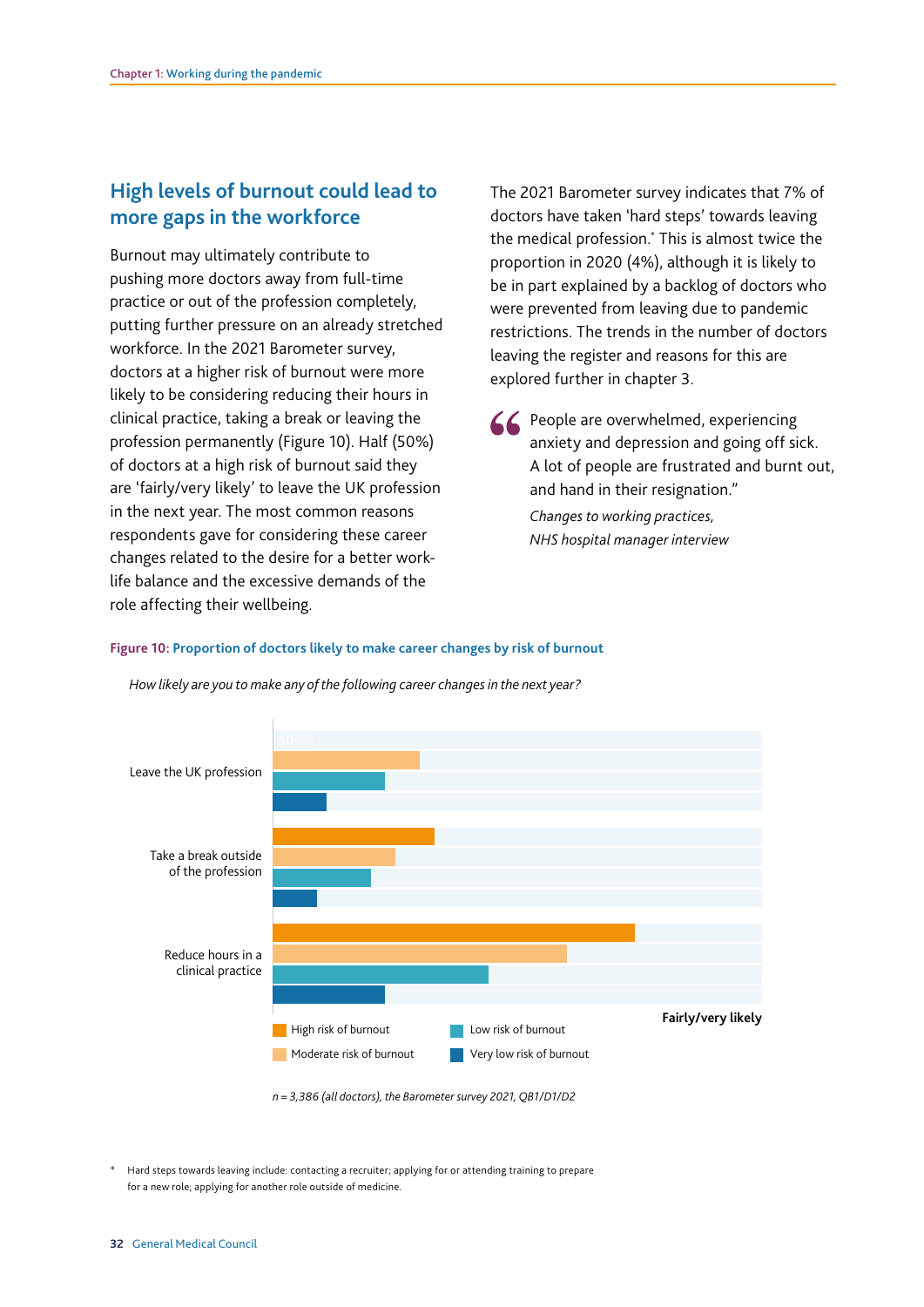## High levels of burnout could lead to more gaps in the workforce

Burnout may ultimately contribute to pushing more doctors away from full-time practice or out of the profession completely, putting further pressure on an already stretched workforce. In the 2021 Barometer survey, doctors at a higher risk of burnout were more likely to be considering reducing their hours in clinical practice, taking a break or leaving the profession permanently (Figure 10). Half (50%) of doctors at a high risk of burnout said they are 'fairly/very likely' to leave the UK profession in the next year. The most common reasons respondents gave for considering these career changes related to the desire for a better work-life balance and the excessive demands of the role affecting their wellbeing.

The 2021 Barometer survey indicates that 7% of doctors have taken 'hard steps' towards leaving the medical profession.* This is almost twice the proportion in 2020 (4%), although it is likely to be in part explained by a backlog of doctors who were prevented from leaving due to pandemic restrictions. The trends in the number of doctors leaving the register and reasons for this are explored further in chapter 3.

> People are overwhelmed, experiencing anxiety and depression and going off sick. A lot of people are frustrated and burnt out, and hand in their resignation."
>
> *Changes to working practices, NHS hospital manager interview*

**Figure 10: Proportion of doctors likely to make career changes by risk of burnout**

*How likely are you to make any of the following career changes in the next year?*

Leave the UK profession

50%

Take a break outside of the profession

Reduce hours in a clinical practice

Fairly/very likely

High risk of burnout

Moderate risk of burnout

Low risk of burnout

Very low risk of burnout

*n = 3,386 (all doctors), the Barometer survey 2021, QB1/D1/D2*

\* Hard steps towards leaving include: contacting a recruiter; applying for or attending training to prepare for a new role; applying for another role outside of medicine.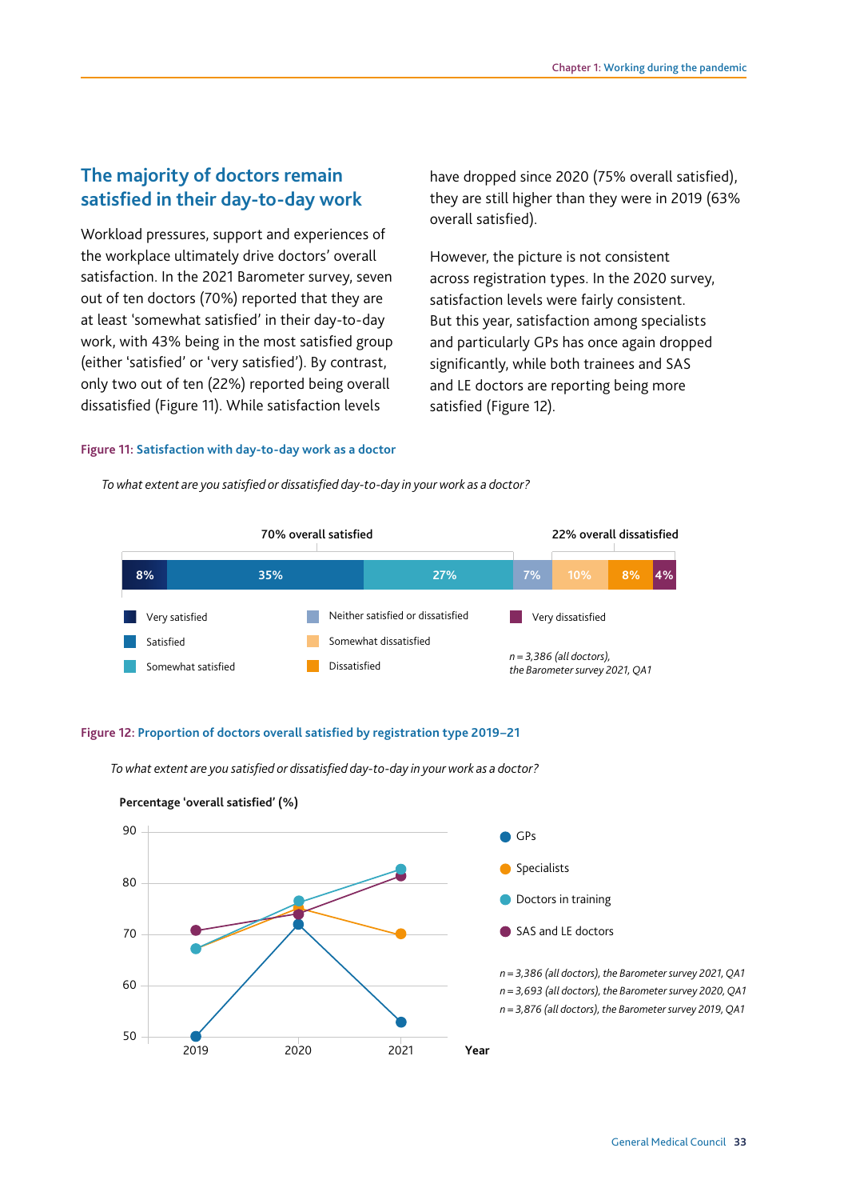## The majority of doctors remain satisfied in their day-to-day work

Workload pressures, support and experiences of the workplace ultimately drive doctors' overall satisfaction. In the 2021 Barometer survey, seven out of ten doctors (70%) reported that they are at least 'somewhat satisfied' in their day-to-day work, with 43% being in the most satisfied group (either 'satisfied' or 'very satisfied'). By contrast, only two out of ten (22%) reported being overall dissatisfied (Figure 11). While satisfaction levels have dropped since 2020 (75% overall satisfied), they are still higher than they were in 2019 (63% overall satisfied).

However, the picture is not consistent across registration types. In the 2020 survey, satisfaction levels were fairly consistent. But this year, satisfaction among specialists and particularly GPs has once again dropped significantly, while both trainees and SAS and LE doctors are reporting being more satisfied (Figure 12).

**Figure 11: Satisfaction with day-to-day work as a doctor**

*To what extent are you satisfied or dissatisfied day-to-day in your work as a doctor?*

70% overall satisfied

22% overall dissatisfied

8%
35%
27%
7%
10%
8%
4%

Very satisfied
Satisfied
Somewhat satisfied
Neither satisfied or dissatisfied
Somewhat dissatisfied
Dissatisfied
Very dissatisfied

*n = 3,386 (all doctors), the Barometer survey 2021, QA1*

**Figure 12: Proportion of doctors overall satisfied by registration type 2019–21**

*To what extent are you satisfied or dissatisfied day-to-day in your work as a doctor?*

Percentage 'overall satisfied' (%)

90
80
70
60
50

2019
2020
2021
Year

GPs
Specialists
Doctors in training
SAS and LE doctors

*n = 3,386 (all doctors), the Barometer survey 2021, QA1*
*n = 3,693 (all doctors), the Barometer survey 2020, QA1*
*n = 3,876 (all doctors), the Barometer survey 2019, QA1*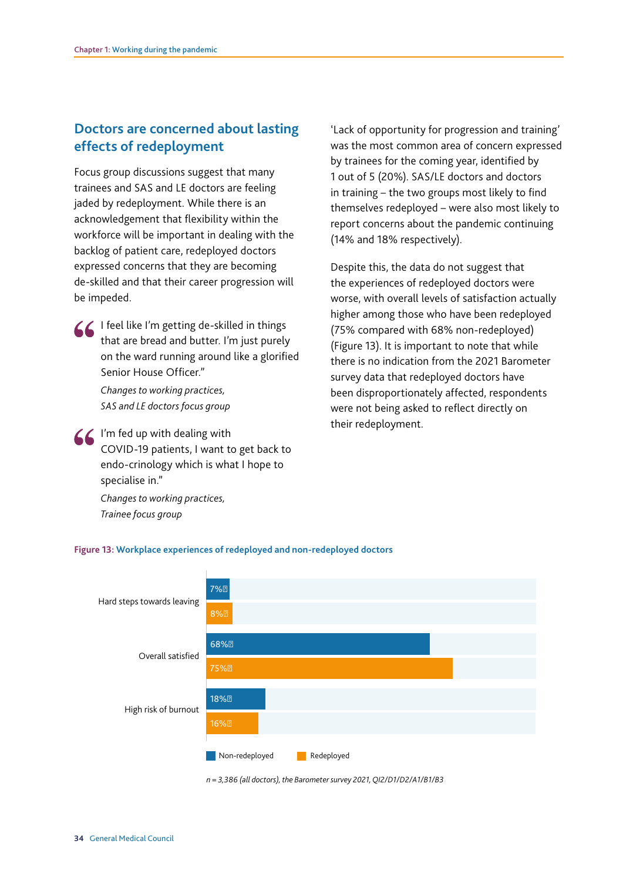## Doctors are concerned about lasting effects of redeployment

Focus group discussions suggest that many trainees and SAS and LE doctors are feeling jaded by redeployment. While there is an acknowledgement that flexibility within the workforce will be important in dealing with the backlog of patient care, redeployed doctors expressed concerns that they are becoming de-skilled and that their career progression will be impeded.

> I feel like I'm getting de-skilled in things that are bread and butter. I'm just purely on the ward running around like a glorified Senior House Officer."
>
> *Changes to working practices, SAS and LE doctors focus group*

> I'm fed up with dealing with COVID-19 patients, I want to get back to endo-crinology which is what I hope to specialise in."
>
> *Changes to working practices, Trainee focus group*

'Lack of opportunity for progression and training' was the most common area of concern expressed by trainees for the coming year, identified by 1 out of 5 (20%). SAS/LE doctors and doctors in training – the two groups most likely to find themselves redeployed – were also most likely to report concerns about the pandemic continuing (14% and 18% respectively).

Despite this, the data do not suggest that the experiences of redeployed doctors were worse, with overall levels of satisfaction actually higher among those who have been redeployed (75% compared with 68% non-redeployed) (Figure 13). It is important to note that while there is no indication from the 2021 Barometer survey data that redeployed doctors have been disproportionately affected, respondents were not being asked to reflect directly on their redeployment.

**Figure 13: Workplace experiences of redeployed and non-redeployed doctors**

| | Non-redeployed | Redeployed |
|---|---|---|
| Hard steps towards leaving | 7% | 8% |
| Overall satisfied | 68% | 75% |
| High risk of burnout | 18% | 16% |

*n = 3,386 (all doctors), the Barometer survey 2021, QI2/D1/D2/A1/B1/B3*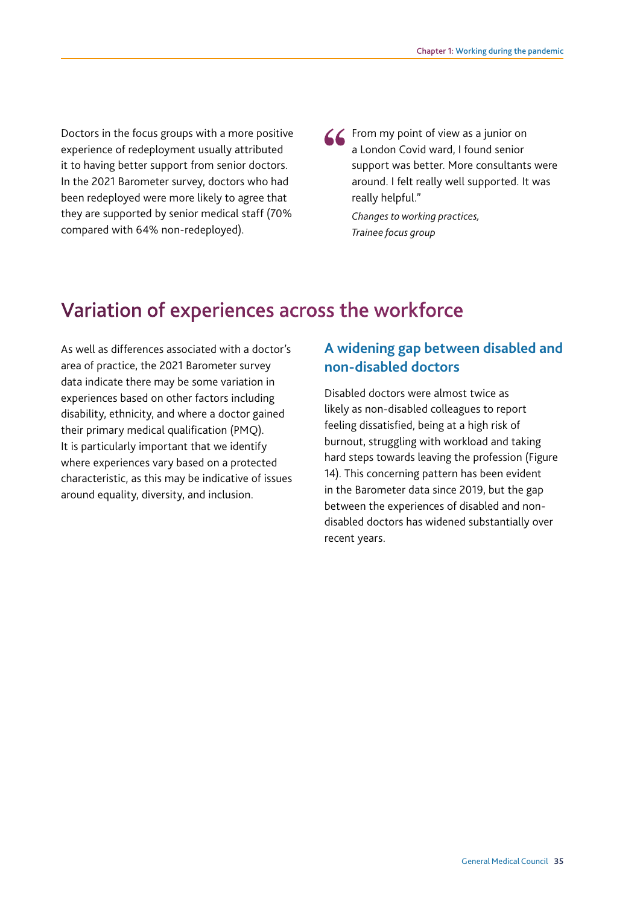Doctors in the focus groups with a more positive experience of redeployment usually attributed it to having better support from senior doctors. In the 2021 Barometer survey, doctors who had been redeployed were more likely to agree that they are supported by senior medical staff (70% compared with 64% non-redeployed).

> "From my point of view as a junior on a London Covid ward, I found senior support was better. More consultants were around. I felt really well supported. It was really helpful."
>
> *Changes to working practices, Trainee focus group*

## Variation of experiences across the workforce

As well as differences associated with a doctor's area of practice, the 2021 Barometer survey data indicate there may be some variation in experiences based on other factors including disability, ethnicity, and where a doctor gained their primary medical qualification (PMQ). It is particularly important that we identify where experiences vary based on a protected characteristic, as this may be indicative of issues around equality, diversity, and inclusion.

### A widening gap between disabled and non-disabled doctors

Disabled doctors were almost twice as likely as non-disabled colleagues to report feeling dissatisfied, being at a high risk of burnout, struggling with workload and taking hard steps towards leaving the profession (Figure 14). This concerning pattern has been evident in the Barometer data since 2019, but the gap between the experiences of disabled and non-disabled doctors has widened substantially over recent years.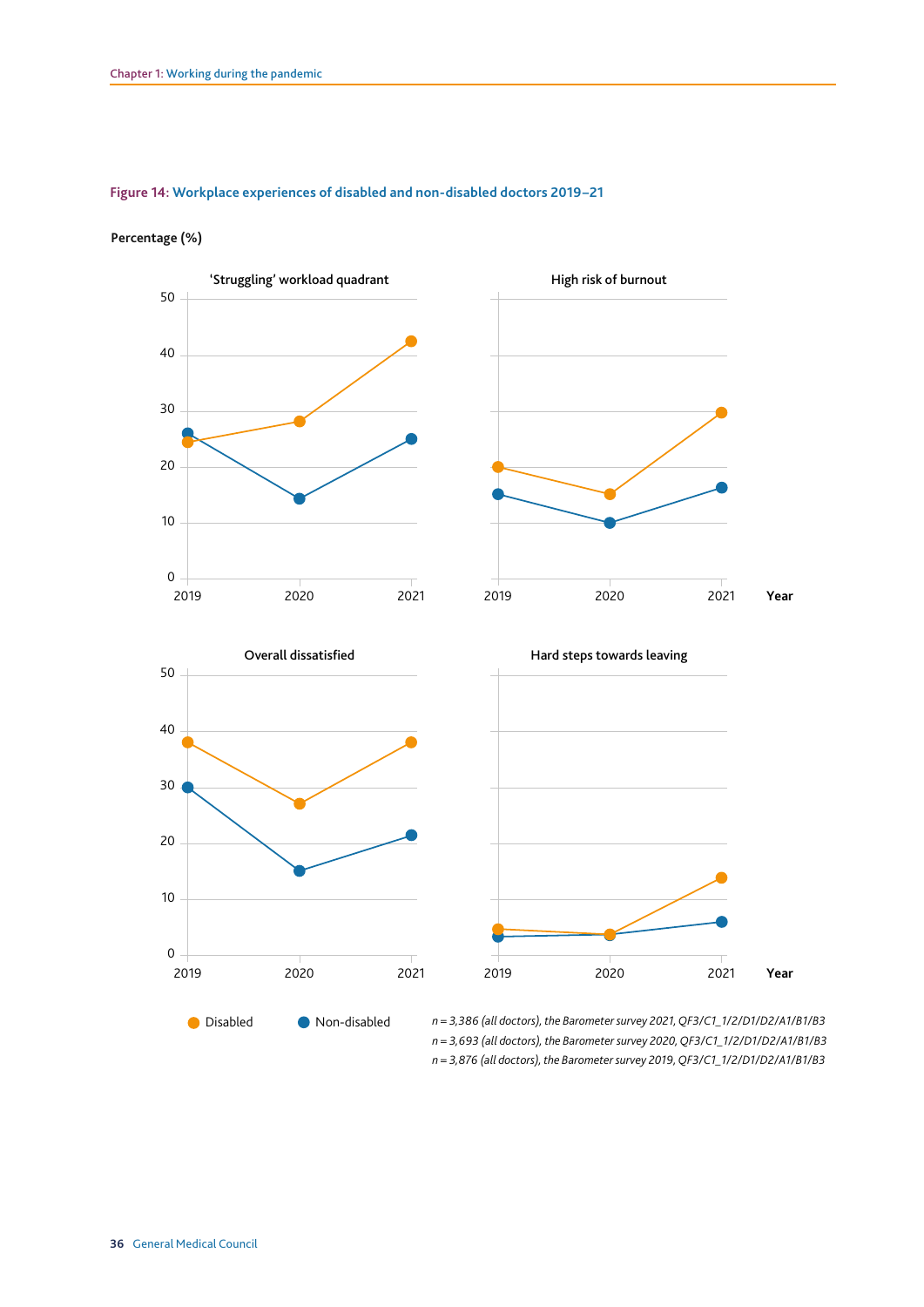**Figure 14: Workplace experiences of disabled and non-disabled doctors 2019–21**

Percentage (%)

'Struggling' workload quadrant

High risk of burnout

50
40
30
20
10
0

2019 2020 2021

2019 2020 2021 Year

Overall dissatisfied

Hard steps towards leaving

50
40
30
20
10
0

2019 2020 2021

2019 2020 2021 Year

Disabled Non-disabled

*n = 3,386 (all doctors), the Barometer survey 2021, QF3/C1_1/2/D1/D2/A1/B1/B3*
*n = 3,693 (all doctors), the Barometer survey 2020, QF3/C1_1/2/D1/D2/A1/B1/B3*
*n = 3,876 (all doctors), the Barometer survey 2019, QF3/C1_1/2/D1/D2/A1/B1/B3*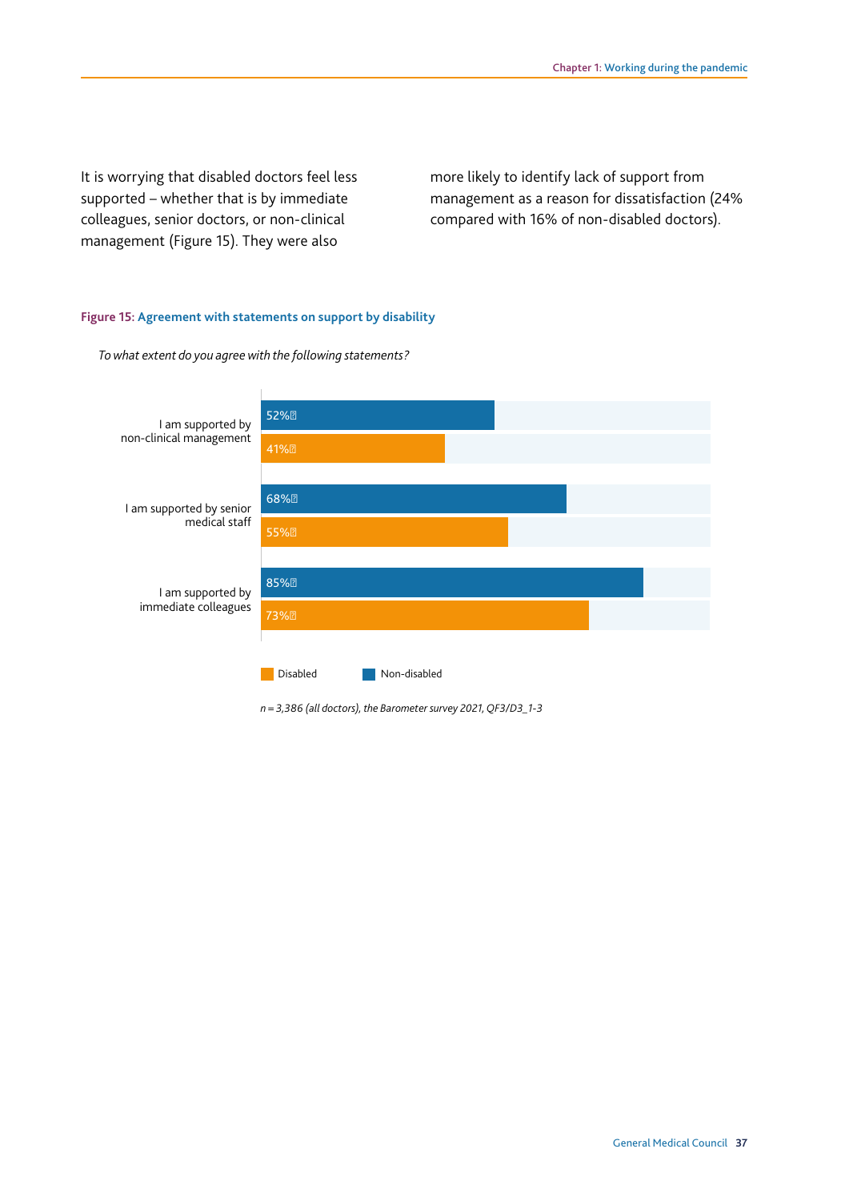It is worrying that disabled doctors feel less supported – whether that is by immediate colleagues, senior doctors, or non-clinical management (Figure 15). They were also more likely to identify lack of support from management as a reason for dissatisfaction (24% compared with 16% of non-disabled doctors).

**Figure 15: Agreement with statements on support by disability**

*To what extent do you agree with the following statements?*

I am supported by non-clinical management

52%

41%

I am supported by senior medical staff

68%

55%

I am supported by immediate colleagues

85%

73%

Disabled

Non-disabled

*n = 3,386 (all doctors), the Barometer survey 2021, QF3/D3_1-3*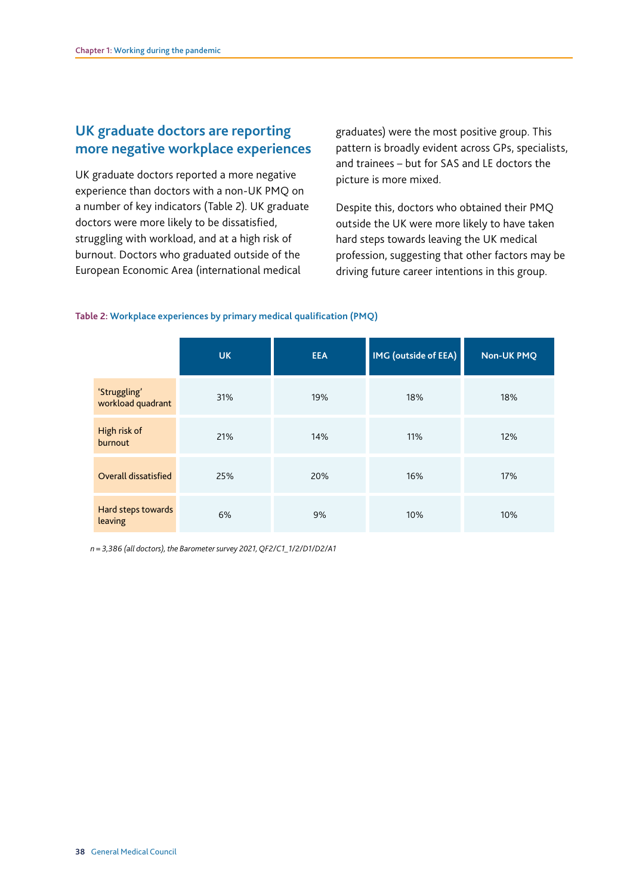## UK graduate doctors are reporting more negative workplace experiences

UK graduate doctors reported a more negative experience than doctors with a non-UK PMQ on a number of key indicators (Table 2). UK graduate doctors were more likely to be dissatisfied, struggling with workload, and at a high risk of burnout. Doctors who graduated outside of the European Economic Area (international medical graduates) were the most positive group. This pattern is broadly evident across GPs, specialists, and trainees – but for SAS and LE doctors the picture is more mixed.

Despite this, doctors who obtained their PMQ outside the UK were more likely to have taken hard steps towards leaving the UK medical profession, suggesting that other factors may be driving future career intentions in this group.

**Table 2: Workplace experiences by primary medical qualification (PMQ)**

| | UK | EEA | IMG (outside of EEA) | Non-UK PMQ |
|---|---|---|---|---|
| 'Struggling' workload quadrant | 31% | 19% | 18% | 18% |
| High risk of burnout | 21% | 14% | 11% | 12% |
| Overall dissatisfied | 25% | 20% | 16% | 17% |
| Hard steps towards leaving | 6% | 9% | 10% | 10% |

*n = 3,386 (all doctors), the Barometer survey 2021, QF2/C1_1/2/D1/D2/A1*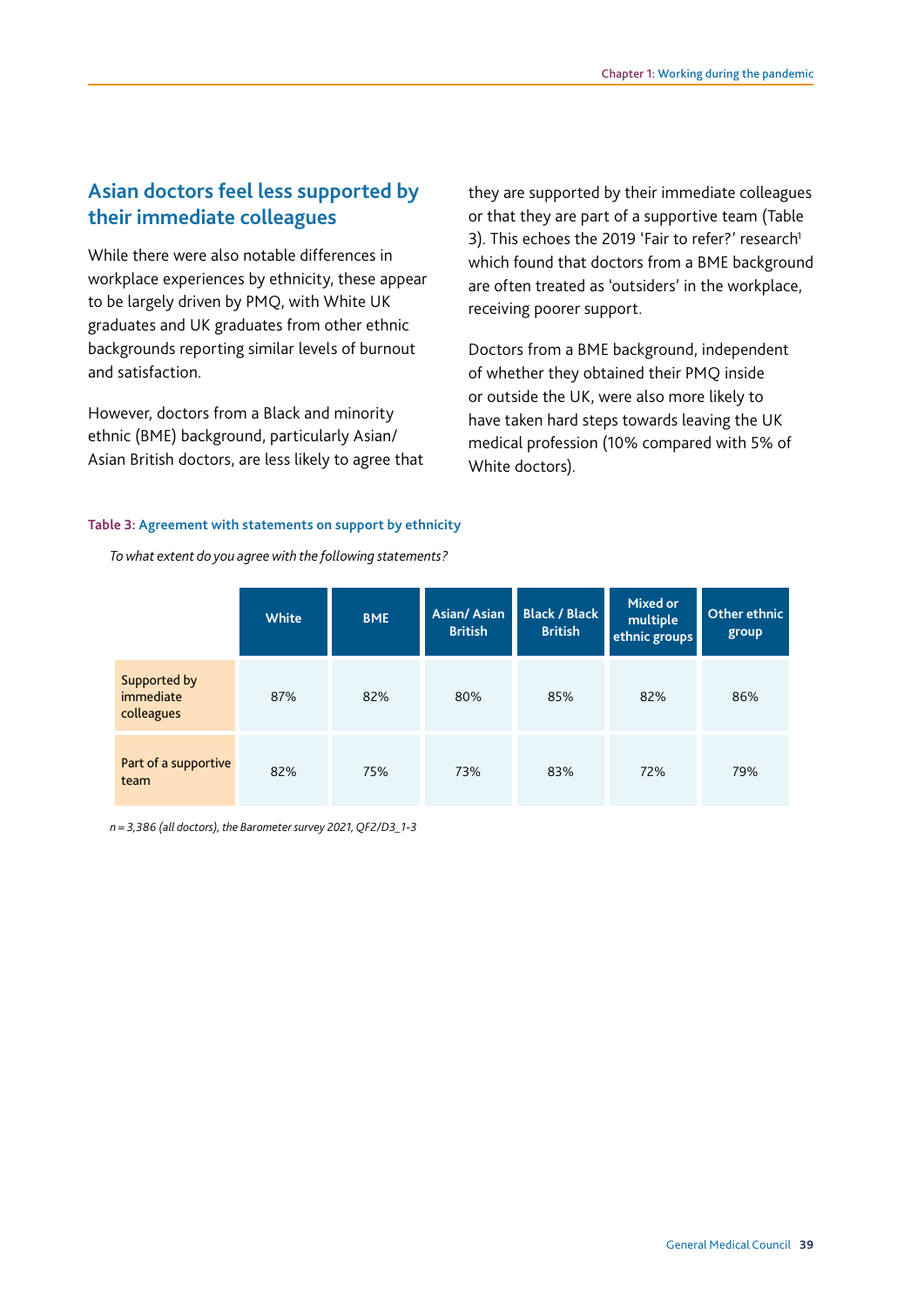## Asian doctors feel less supported by their immediate colleagues

While there were also notable differences in workplace experiences by ethnicity, these appear to be largely driven by PMQ, with White UK graduates and UK graduates from other ethnic backgrounds reporting similar levels of burnout and satisfaction.

However, doctors from a Black and minority ethnic (BME) background, particularly Asian/ Asian British doctors, are less likely to agree that they are supported by their immediate colleagues or that they are part of a supportive team (Table 3). This echoes the 2019 'Fair to refer?' research[1] which found that doctors from a BME background are often treated as 'outsiders' in the workplace, receiving poorer support.

Doctors from a BME background, independent of whether they obtained their PMQ inside or outside the UK, were also more likely to have taken hard steps towards leaving the UK medical profession (10% compared with 5% of White doctors).

**Table 3: Agreement with statements on support by ethnicity**

*To what extent do you agree with the following statements?*

| | White | BME | Asian/ Asian British | Black / Black British | Mixed or multiple ethnic groups | Other ethnic group |
|---|---|---|---|---|---|---|
| Supported by immediate colleagues | 87% | 82% | 80% | 85% | 82% | 86% |
| Part of a supportive team | 82% | 75% | 73% | 83% | 72% | 79% |

*n = 3,386 (all doctors), the Barometer survey 2021, QF2/D3_1-3*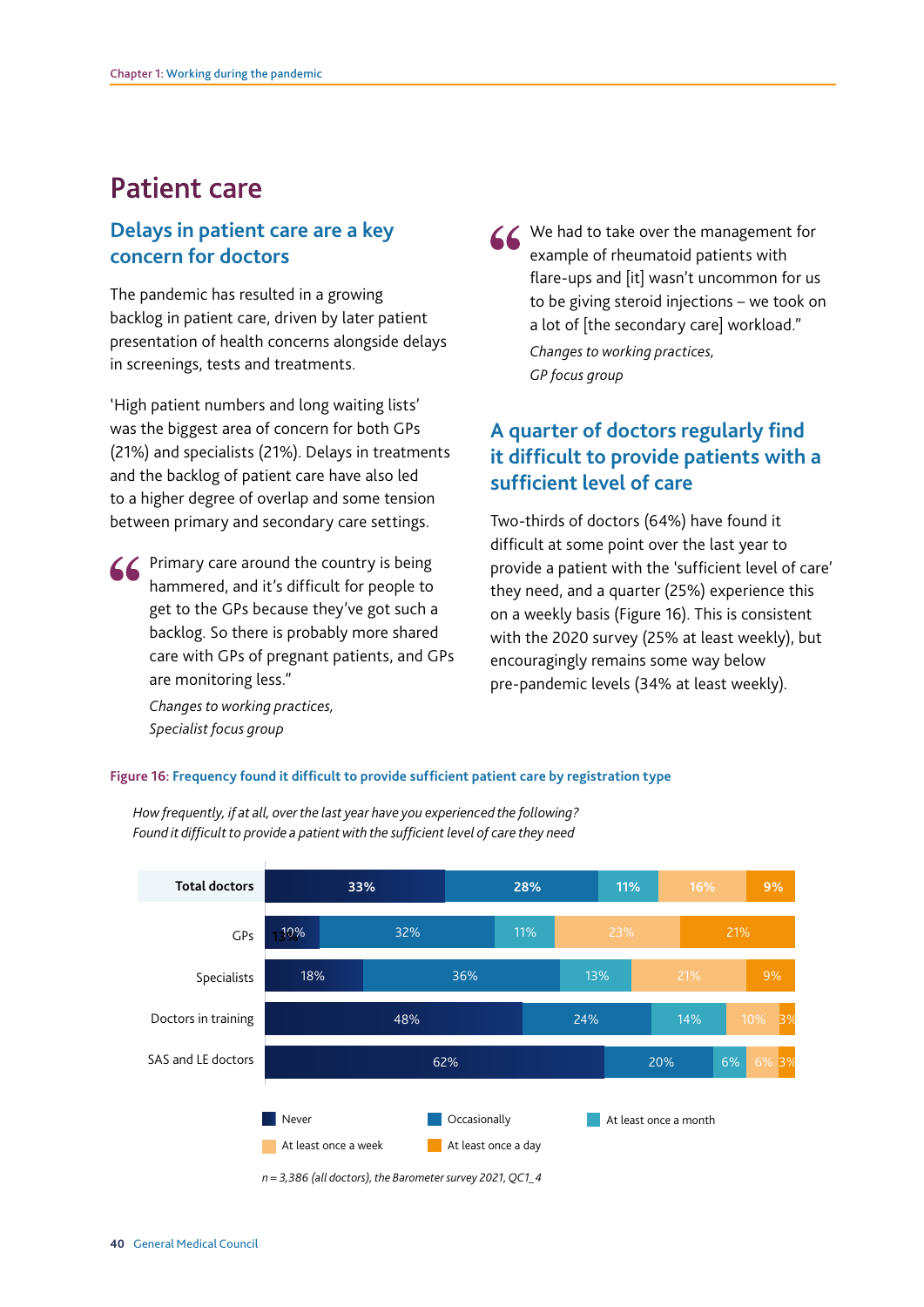# Patient care

## Delays in patient care are a key concern for doctors

The pandemic has resulted in a growing backlog in patient care, driven by later patient presentation of health concerns alongside delays in screenings, tests and treatments.

'High patient numbers and long waiting lists' was the biggest area of concern for both GPs (21%) and specialists (21%). Delays in treatments and the backlog of patient care have also led to a higher degree of overlap and some tension between primary and secondary care settings.

> Primary care around the country is being hammered, and it's difficult for people to get to the GPs because they've got such a backlog. So there is probably more shared care with GPs of pregnant patients, and GPs are monitoring less."
>
> *Changes to working practices, Specialist focus group*

> We had to take over the management for example of rheumatoid patients with flare-ups and [it] wasn't uncommon for us to be giving steroid injections – we took on a lot of [the secondary care] workload."
>
> *Changes to working practices, GP focus group*

## A quarter of doctors regularly find it difficult to provide patients with a sufficient level of care

Two-thirds of doctors (64%) have found it difficult at some point over the last year to provide a patient with the 'sufficient level of care' they need, and a quarter (25%) experience this on a weekly basis (Figure 16). This is consistent with the 2020 survey (25% at least weekly), but encouragingly remains some way below pre-pandemic levels (34% at least weekly).

**Figure 16: Frequency found it difficult to provide sufficient patient care by registration type**

*How frequently, if at all, over the last year have you experienced the following? Found it difficult to provide a patient with the sufficient level of care they need*

Total doctors: 33%, 28%, 11%, 16%, 9%

GPs: 10%, 32%, 11%, 23%, 21%

Specialists: 18%, 36%, 13%, 21%, 9%

Doctors in training: 48%, 24%, 14%, 10%, 3%

SAS and LE doctors: 62%, 20%, 6%, 6%, 3%

Never
Occasionally
At least once a month
At least once a week
At least once a day

*n = 3,386 (all doctors), the Barometer survey 2021, QC1_4*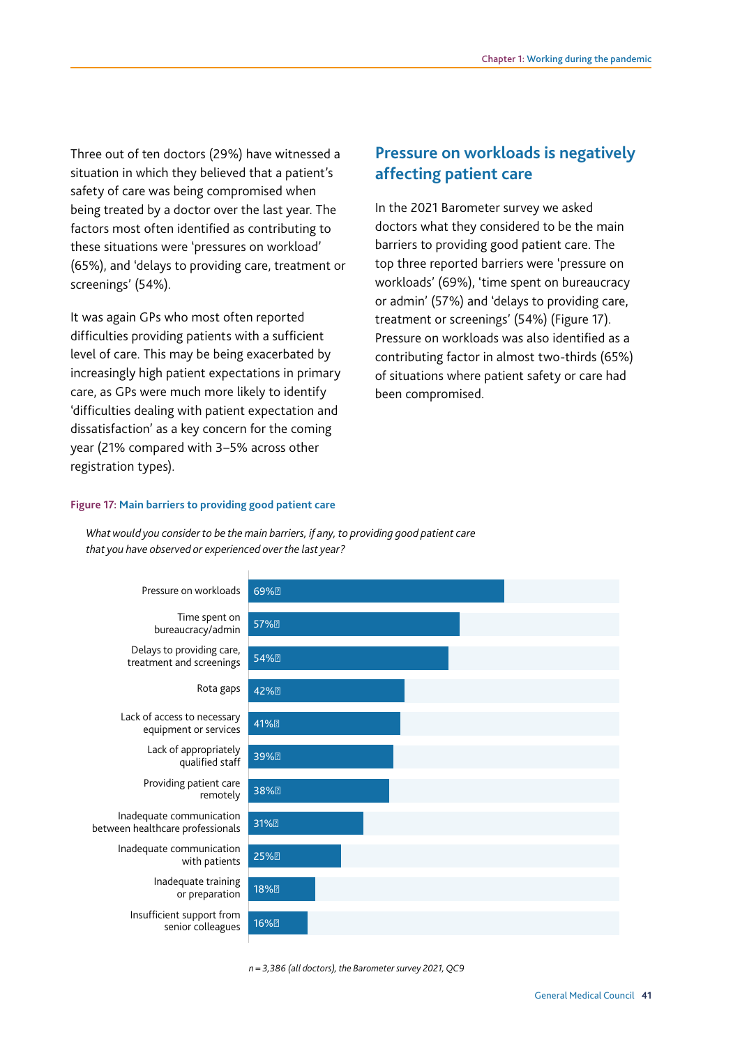Three out of ten doctors (29%) have witnessed a situation in which they believed that a patient's safety of care was being compromised when being treated by a doctor over the last year. The factors most often identified as contributing to these situations were 'pressures on workload' (65%), and 'delays to providing care, treatment or screenings' (54%).

It was again GPs who most often reported difficulties providing patients with a sufficient level of care. This may be being exacerbated by increasingly high patient expectations in primary care, as GPs were much more likely to identify 'difficulties dealing with patient expectation and dissatisfaction' as a key concern for the coming year (21% compared with 3–5% across other registration types).

## Pressure on workloads is negatively affecting patient care

In the 2021 Barometer survey we asked doctors what they considered to be the main barriers to providing good patient care. The top three reported barriers were 'pressure on workloads' (69%), 'time spent on bureaucracy or admin' (57%) and 'delays to providing care, treatment or screenings' (54%) (Figure 17). Pressure on workloads was also identified as a contributing factor in almost two-thirds (65%) of situations where patient safety or care had been compromised.

**Figure 17: Main barriers to providing good patient care**

*What would you consider to be the main barriers, if any, to providing good patient care that you have observed or experienced over the last year?*

Pressure on workloads 69%
Time spent on bureaucracy/admin 57%
Delays to providing care, treatment and screenings 54%
Rota gaps 42%
Lack of access to necessary equipment or services 41%
Lack of appropriately qualified staff 39%
Providing patient care remotely 38%
Inadequate communication between healthcare professionals 31%
Inadequate communication with patients 25%
Inadequate training or preparation 18%
Insufficient support from senior colleagues 16%

*n = 3,386 (all doctors), the Barometer survey 2021, QC9*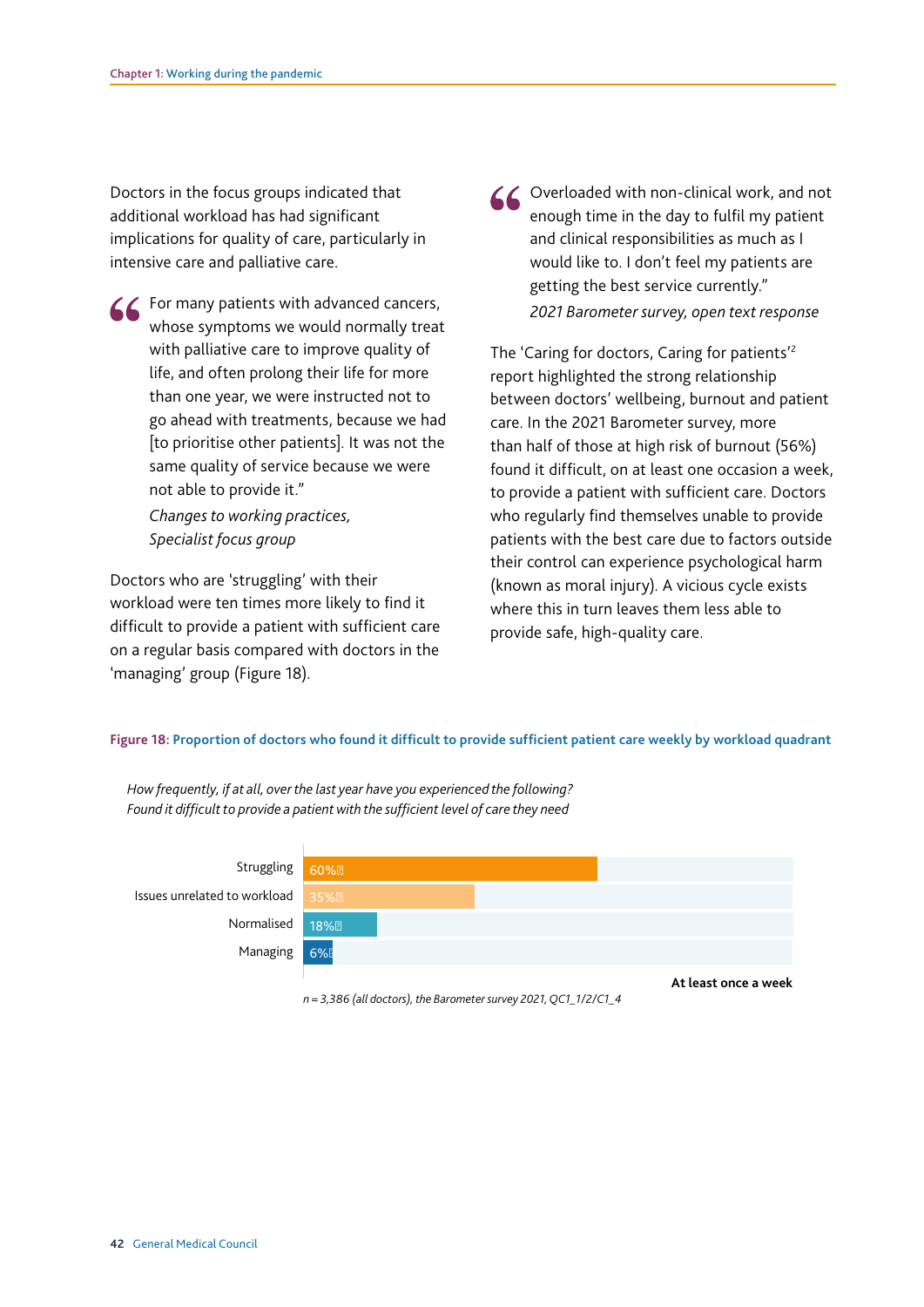Doctors in the focus groups indicated that additional workload has had significant implications for quality of care, particularly in intensive care and palliative care.

> For many patients with advanced cancers, whose symptoms we would normally treat with palliative care to improve quality of life, and often prolong their life for more than one year, we were instructed not to go ahead with treatments, because we had [to prioritise other patients]. It was not the same quality of service because we were not able to provide it."
>
> *Changes to working practices, Specialist focus group*

Doctors who are 'struggling' with their workload were ten times more likely to find it difficult to provide a patient with sufficient care on a regular basis compared with doctors in the 'managing' group (Figure 18).

> Overloaded with non-clinical work, and not enough time in the day to fulfil my patient and clinical responsibilities as much as I would like to. I don't feel my patients are getting the best service currently."
>
> *2021 Barometer survey, open text response*

The 'Caring for doctors, Caring for patients'[2] report highlighted the strong relationship between doctors' wellbeing, burnout and patient care. In the 2021 Barometer survey, more than half of those at high risk of burnout (56%) found it difficult, on at least one occasion a week, to provide a patient with sufficient care. Doctors who regularly find themselves unable to provide patients with the best care due to factors outside their control can experience psychological harm (known as moral injury). A vicious cycle exists where this in turn leaves them less able to provide safe, high-quality care.

**Figure 18: Proportion of doctors who found it difficult to provide sufficient patient care weekly by workload quadrant**

*How frequently, if at all, over the last year have you experienced the following?*
*Found it difficult to provide a patient with the sufficient level of care they need*

Struggling 60%
Issues unrelated to workload 35%
Normalised 18%
Managing 6%

At least once a week

*n = 3,386 (all doctors), the Barometer survey 2021, QC1_1/2/C1_4*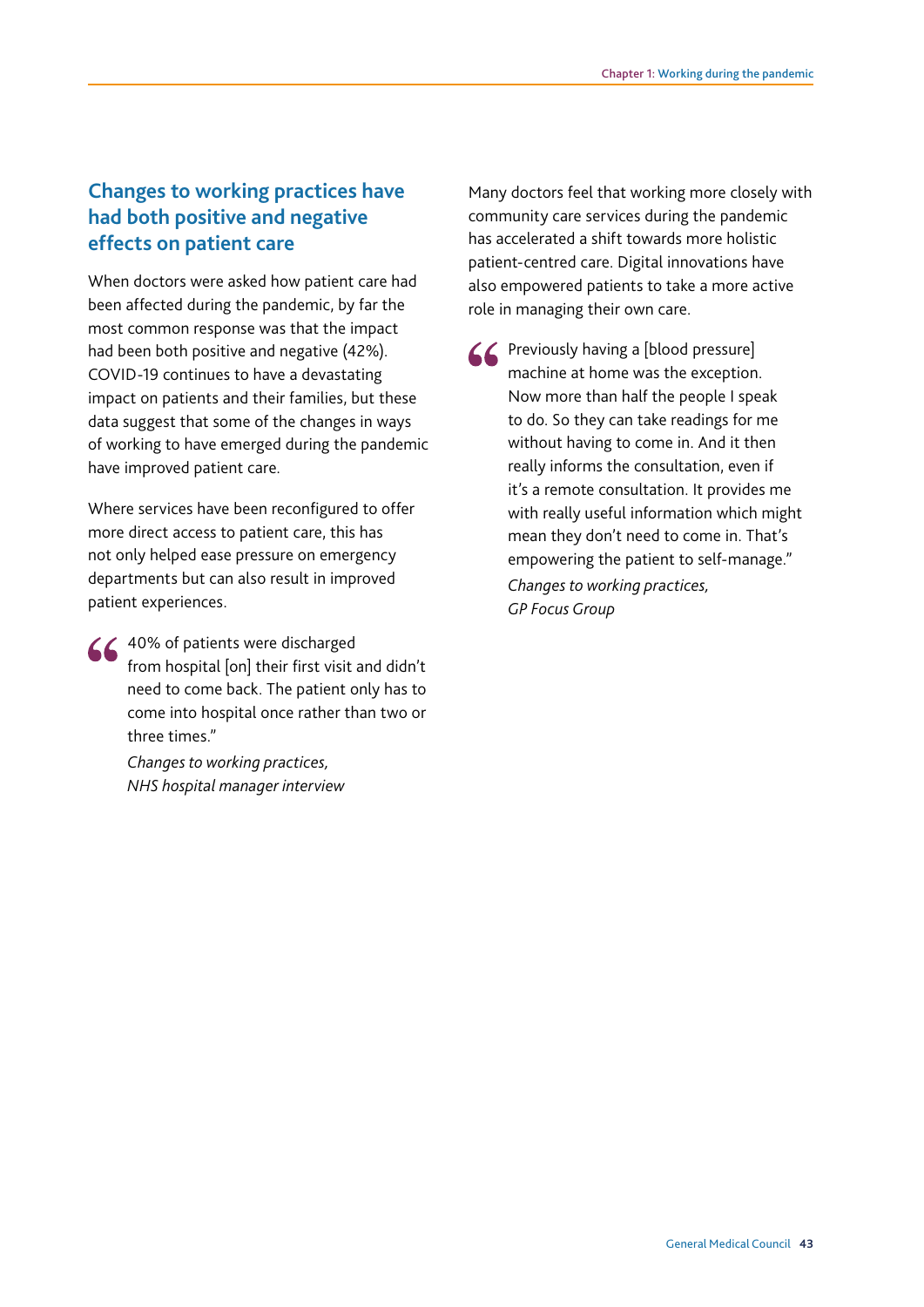## Changes to working practices have had both positive and negative effects on patient care

When doctors were asked how patient care had been affected during the pandemic, by far the most common response was that the impact had been both positive and negative (42%). COVID-19 continues to have a devastating impact on patients and their families, but these data suggest that some of the changes in ways of working to have emerged during the pandemic have improved patient care.

Where services have been reconfigured to offer more direct access to patient care, this has not only helped ease pressure on emergency departments but can also result in improved patient experiences.

> “40% of patients were discharged from hospital [on] their first visit and didn’t need to come back. The patient only has to come into hospital once rather than two or three times.”
>
> *Changes to working practices, NHS hospital manager interview*

Many doctors feel that working more closely with community care services during the pandemic has accelerated a shift towards more holistic patient-centred care. Digital innovations have also empowered patients to take a more active role in managing their own care.

> “Previously having a [blood pressure] machine at home was the exception. Now more than half the people I speak to do. So they can take readings for me without having to come in. And it then really informs the consultation, even if it’s a remote consultation. It provides me with really useful information which might mean they don’t need to come in. That’s empowering the patient to self-manage.”
>
> *Changes to working practices, GP Focus Group*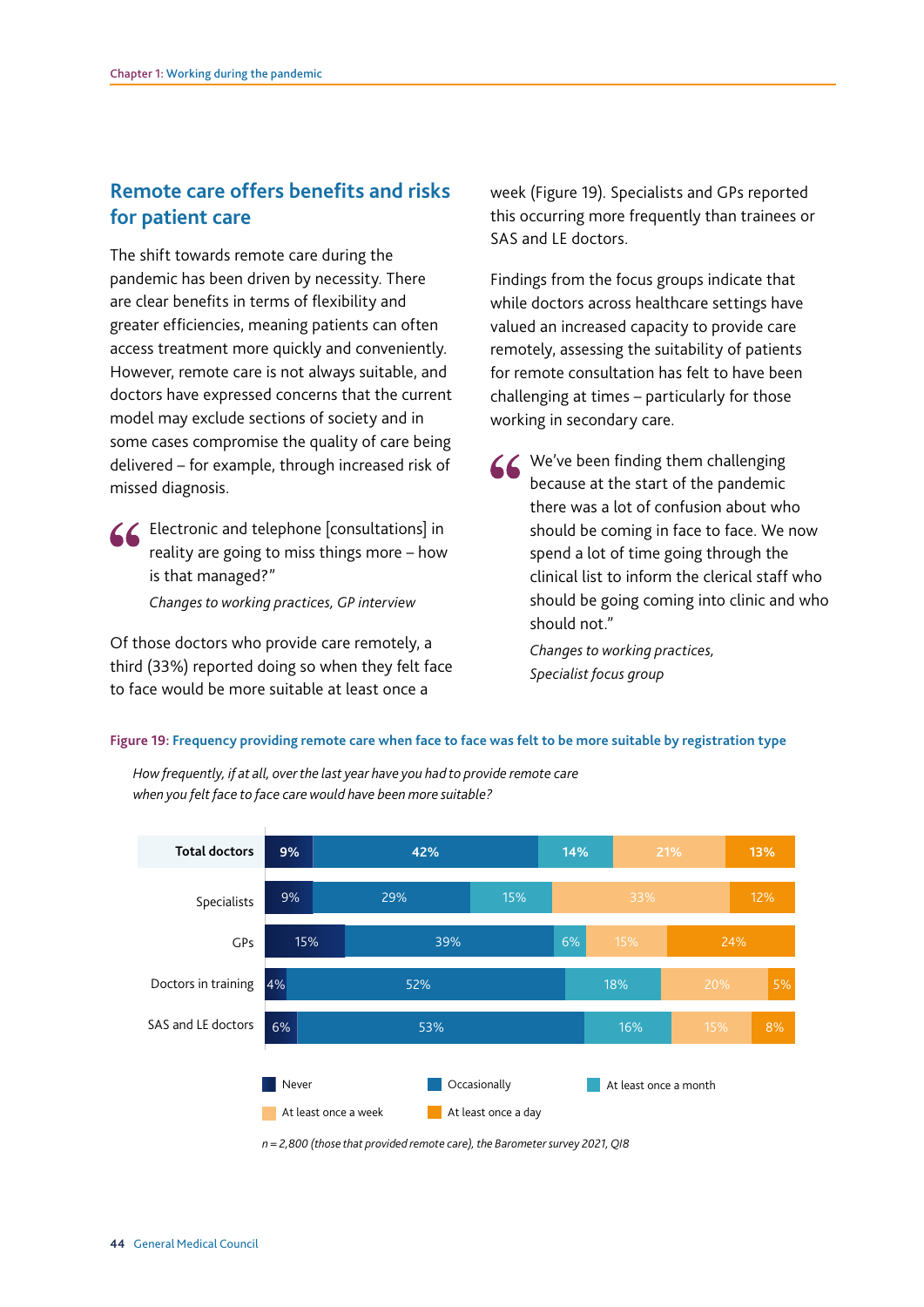## Remote care offers benefits and risks for patient care

The shift towards remote care during the pandemic has been driven by necessity. There are clear benefits in terms of flexibility and greater efficiencies, meaning patients can often access treatment more quickly and conveniently. However, remote care is not always suitable, and doctors have expressed concerns that the current model may exclude sections of society and in some cases compromise the quality of care being delivered – for example, through increased risk of missed diagnosis.

> Electronic and telephone [consultations] in reality are going to miss things more – how is that managed?"
>
> *Changes to working practices, GP interview*

Of those doctors who provide care remotely, a third (33%) reported doing so when they felt face to face would be more suitable at least once a week (Figure 19). Specialists and GPs reported this occurring more frequently than trainees or SAS and LE doctors.

Findings from the focus groups indicate that while doctors across healthcare settings have valued an increased capacity to provide care remotely, assessing the suitability of patients for remote consultation has felt to have been challenging at times – particularly for those working in secondary care.

> We've been finding them challenging because at the start of the pandemic there was a lot of confusion about who should be coming in face to face. We now spend a lot of time going through the clinical list to inform the clerical staff who should be going coming into clinic and who should not."
>
> *Changes to working practices, Specialist focus group*

**Figure 19: Frequency providing remote care when face to face was felt to be more suitable by registration type**

*How frequently, if at all, over the last year have you had to provide remote care when you felt face to face care would have been more suitable?*

Total doctors: 9% 42% 14% 21% 13%
Specialists: 9% 29% 15% 33% 12%
GPs: 15% 39% 6% 15% 24%
Doctors in training: 4% 52% 18% 20% 5%
SAS and LE doctors: 6% 53% 16% 15% 8%

Never
Occasionally
At least once a month
At least once a week
At least once a day

*n = 2,800 (those that provided remote care), the Barometer survey 2021, Q18*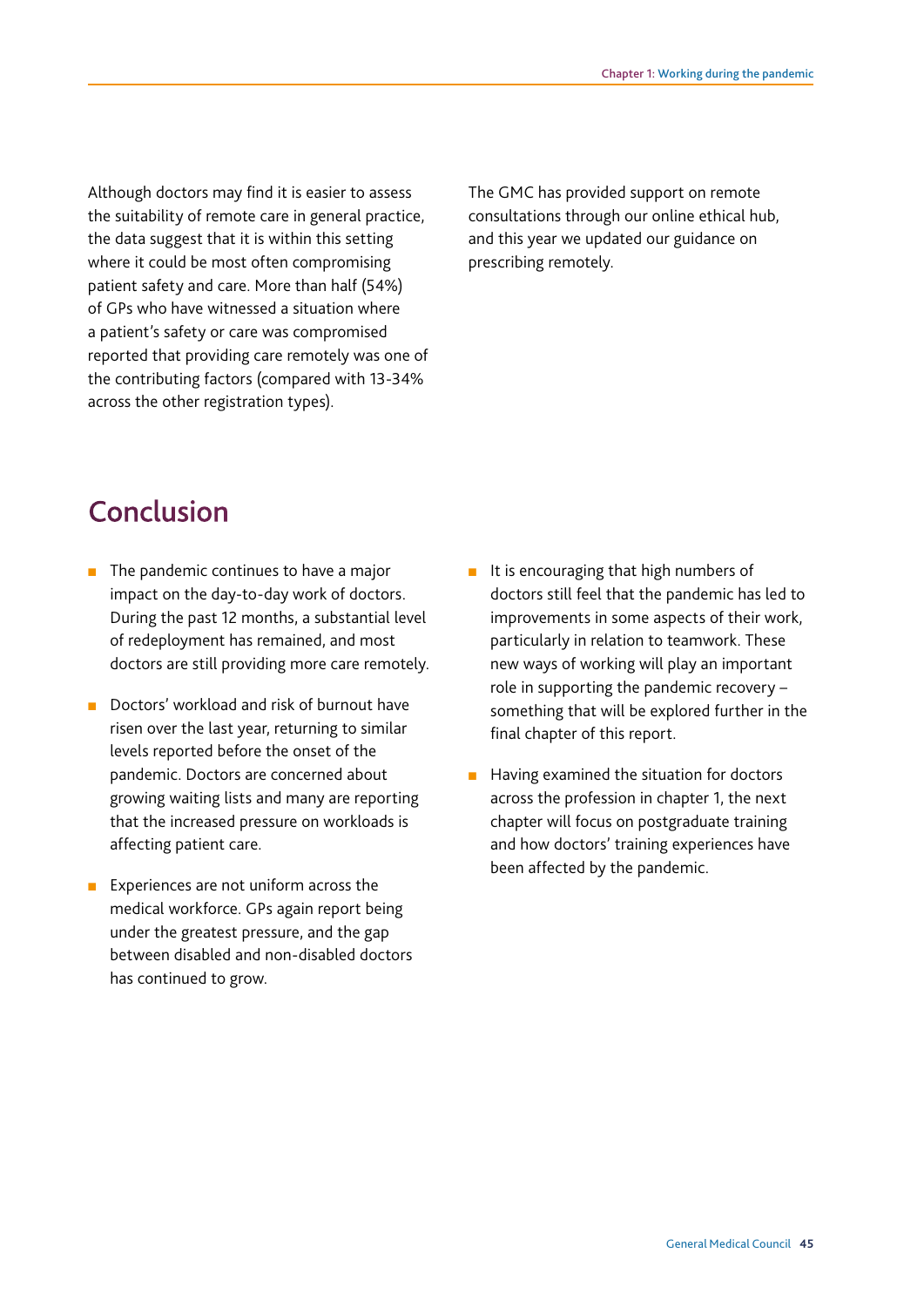Although doctors may find it is easier to assess the suitability of remote care in general practice, the data suggest that it is within this setting where it could be most often compromising patient safety and care. More than half (54%) of GPs who have witnessed a situation where a patient's safety or care was compromised reported that providing care remotely was one of the contributing factors (compared with 13-34% across the other registration types).

The GMC has provided support on remote consultations through our online ethical hub, and this year we updated our guidance on prescribing remotely.

## Conclusion

- The pandemic continues to have a major impact on the day-to-day work of doctors. During the past 12 months, a substantial level of redeployment has remained, and most doctors are still providing more care remotely.
- Doctors' workload and risk of burnout have risen over the last year, returning to similar levels reported before the onset of the pandemic. Doctors are concerned about growing waiting lists and many are reporting that the increased pressure on workloads is affecting patient care.
- Experiences are not uniform across the medical workforce. GPs again report being under the greatest pressure, and the gap between disabled and non-disabled doctors has continued to grow.
- It is encouraging that high numbers of doctors still feel that the pandemic has led to improvements in some aspects of their work, particularly in relation to teamwork. These new ways of working will play an important role in supporting the pandemic recovery – something that will be explored further in the final chapter of this report.
- Having examined the situation for doctors across the profession in chapter 1, the next chapter will focus on postgraduate training and how doctors' training experiences have been affected by the pandemic.